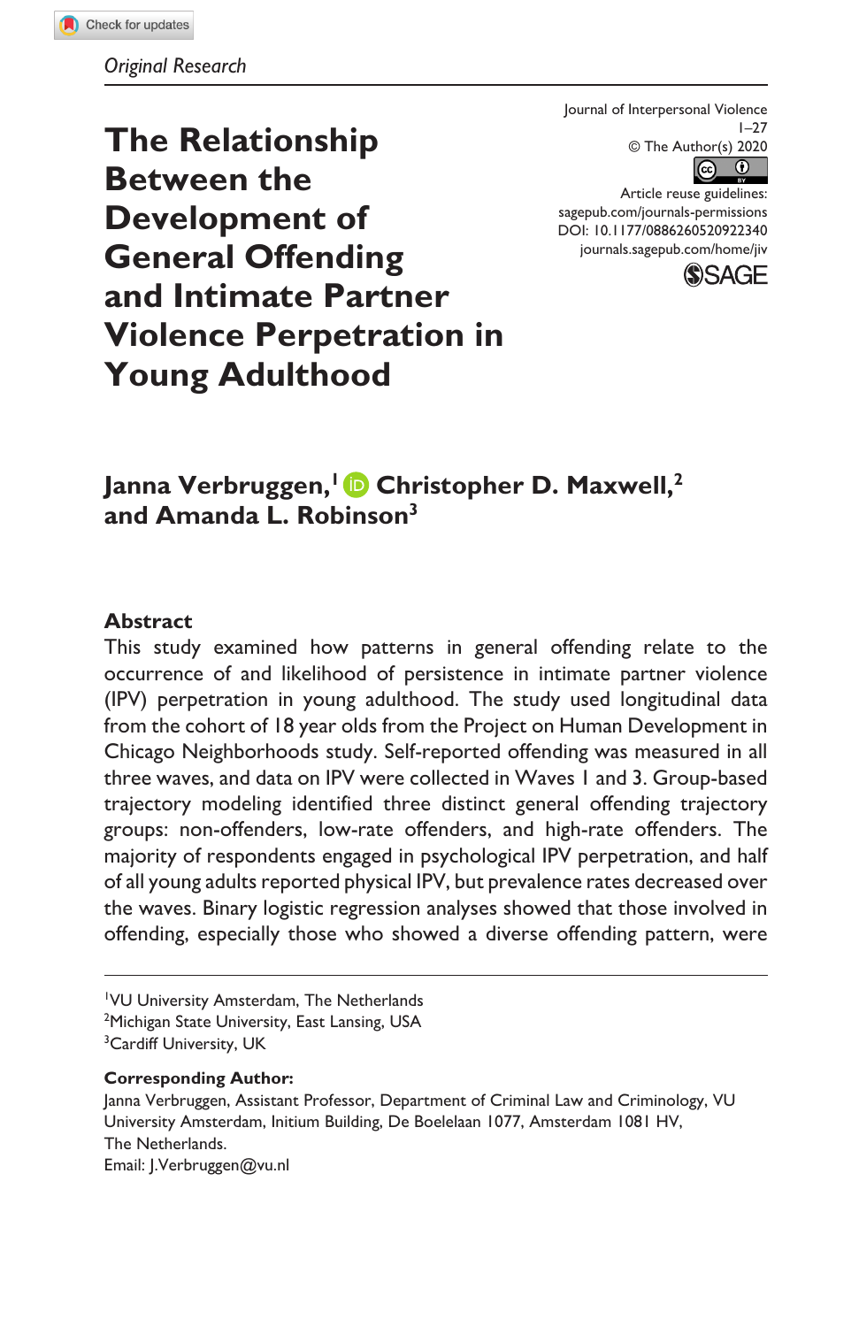*Original Research*

Journal of Interpersonal Violence
1–27
© The Author(s) 2020
Article reuse guidelines:
sagepub.com/journals-permissions
DOI: 10.1177/0886260520922340
journals.sagepub.com/home/jiv

# The Relationship Between the Development of General Offending and Intimate Partner Violence Perpetration in Young Adulthood

**Janna Verbruggen,[1] Christopher D. Maxwell,[2] and Amanda L. Robinson[3]**

## Abstract

This study examined how patterns in general offending relate to the occurrence of and likelihood of persistence in intimate partner violence (IPV) perpetration in young adulthood. The study used longitudinal data from the cohort of 18 year olds from the Project on Human Development in Chicago Neighborhoods study. Self-reported offending was measured in all three waves, and data on IPV were collected in Waves 1 and 3. Group-based trajectory modeling identified three distinct general offending trajectory groups: non-offenders, low-rate offenders, and high-rate offenders. The majority of respondents engaged in psychological IPV perpetration, and half of all young adults reported physical IPV, but prevalence rates decreased over the waves. Binary logistic regression analyses showed that those involved in offending, especially those who showed a diverse offending pattern, were

---

[1]VU University Amsterdam, The Netherlands
[2]Michigan State University, East Lansing, USA
[3]Cardiff University, UK

**Corresponding Author:**
Janna Verbruggen, Assistant Professor, Department of Criminal Law and Criminology, VU University Amsterdam, Initium Building, De Boelelaan 1077, Amsterdam 1081 HV, The Netherlands.
Email: J.Verbruggen@vu.nl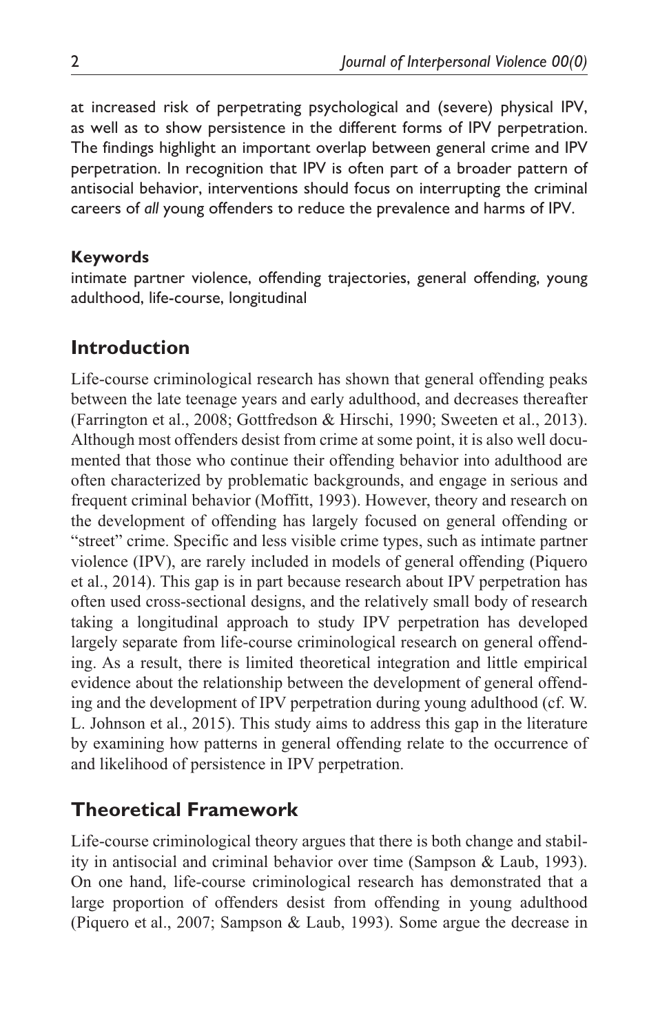at increased risk of perpetrating psychological and (severe) physical IPV, as well as to show persistence in the different forms of IPV perpetration. The findings highlight an important overlap between general crime and IPV perpetration. In recognition that IPV is often part of a broader pattern of antisocial behavior, interventions should focus on interrupting the criminal careers of *all* young offenders to reduce the prevalence and harms of IPV.

#### Keywords

intimate partner violence, offending trajectories, general offending, young adulthood, life-course, longitudinal

## Introduction

Life-course criminological research has shown that general offending peaks between the late teenage years and early adulthood, and decreases thereafter (Farrington et al., 2008; Gottfredson & Hirschi, 1990; Sweeten et al., 2013). Although most offenders desist from crime at some point, it is also well documented that those who continue their offending behavior into adulthood are often characterized by problematic backgrounds, and engage in serious and frequent criminal behavior (Moffitt, 1993). However, theory and research on the development of offending has largely focused on general offending or "street" crime. Specific and less visible crime types, such as intimate partner violence (IPV), are rarely included in models of general offending (Piquero et al., 2014). This gap is in part because research about IPV perpetration has often used cross-sectional designs, and the relatively small body of research taking a longitudinal approach to study IPV perpetration has developed largely separate from life-course criminological research on general offending. As a result, there is limited theoretical integration and little empirical evidence about the relationship between the development of general offending and the development of IPV perpetration during young adulthood (cf. W. L. Johnson et al., 2015). This study aims to address this gap in the literature by examining how patterns in general offending relate to the occurrence of and likelihood of persistence in IPV perpetration.

## Theoretical Framework

Life-course criminological theory argues that there is both change and stability in antisocial and criminal behavior over time (Sampson & Laub, 1993). On one hand, life-course criminological research has demonstrated that a large proportion of offenders desist from offending in young adulthood (Piquero et al., 2007; Sampson & Laub, 1993). Some argue the decrease in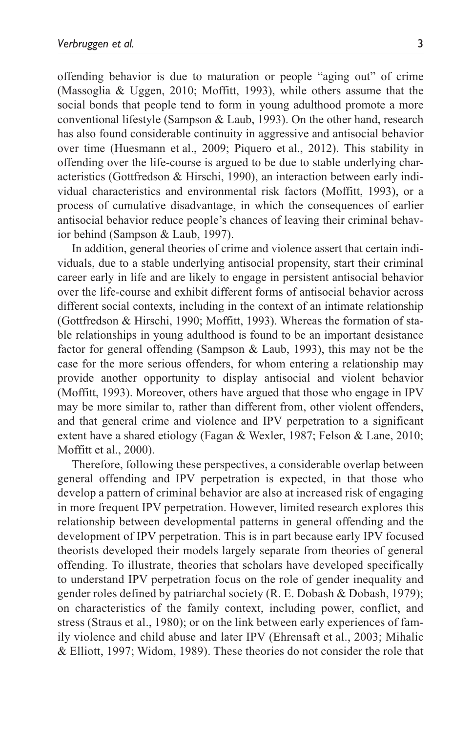offending behavior is due to maturation or people "aging out" of crime (Massoglia & Uggen, 2010; Moffitt, 1993), while others assume that the social bonds that people tend to form in young adulthood promote a more conventional lifestyle (Sampson & Laub, 1993). On the other hand, research has also found considerable continuity in aggressive and antisocial behavior over time (Huesmann et al., 2009; Piquero et al., 2012). This stability in offending over the life-course is argued to be due to stable underlying characteristics (Gottfredson & Hirschi, 1990), an interaction between early individual characteristics and environmental risk factors (Moffitt, 1993), or a process of cumulative disadvantage, in which the consequences of earlier antisocial behavior reduce people's chances of leaving their criminal behavior behind (Sampson & Laub, 1997).

In addition, general theories of crime and violence assert that certain individuals, due to a stable underlying antisocial propensity, start their criminal career early in life and are likely to engage in persistent antisocial behavior over the life-course and exhibit different forms of antisocial behavior across different social contexts, including in the context of an intimate relationship (Gottfredson & Hirschi, 1990; Moffitt, 1993). Whereas the formation of stable relationships in young adulthood is found to be an important desistance factor for general offending (Sampson & Laub, 1993), this may not be the case for the more serious offenders, for whom entering a relationship may provide another opportunity to display antisocial and violent behavior (Moffitt, 1993). Moreover, others have argued that those who engage in IPV may be more similar to, rather than different from, other violent offenders, and that general crime and violence and IPV perpetration to a significant extent have a shared etiology (Fagan & Wexler, 1987; Felson & Lane, 2010; Moffitt et al., 2000).

Therefore, following these perspectives, a considerable overlap between general offending and IPV perpetration is expected, in that those who develop a pattern of criminal behavior are also at increased risk of engaging in more frequent IPV perpetration. However, limited research explores this relationship between developmental patterns in general offending and the development of IPV perpetration. This is in part because early IPV focused theorists developed their models largely separate from theories of general offending. To illustrate, theories that scholars have developed specifically to understand IPV perpetration focus on the role of gender inequality and gender roles defined by patriarchal society (R. E. Dobash & Dobash, 1979); on characteristics of the family context, including power, conflict, and stress (Straus et al., 1980); or on the link between early experiences of family violence and child abuse and later IPV (Ehrensaft et al., 2003; Mihalic & Elliott, 1997; Widom, 1989). These theories do not consider the role that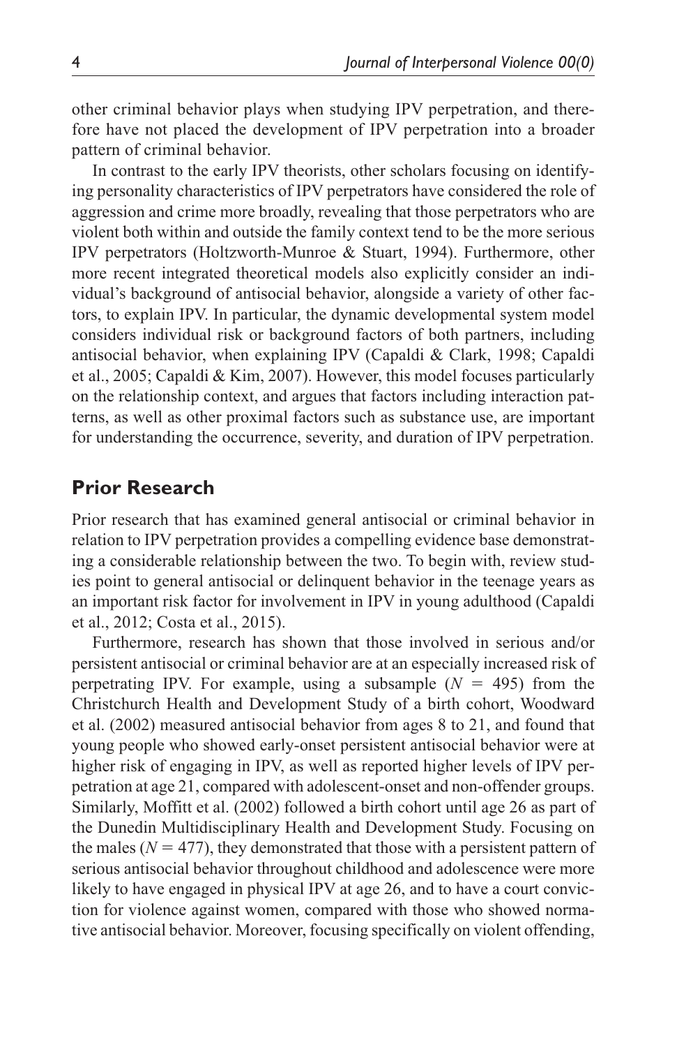other criminal behavior plays when studying IPV perpetration, and therefore have not placed the development of IPV perpetration into a broader pattern of criminal behavior.

In contrast to the early IPV theorists, other scholars focusing on identifying personality characteristics of IPV perpetrators have considered the role of aggression and crime more broadly, revealing that those perpetrators who are violent both within and outside the family context tend to be the more serious IPV perpetrators (Holtzworth-Munroe & Stuart, 1994). Furthermore, other more recent integrated theoretical models also explicitly consider an individual's background of antisocial behavior, alongside a variety of other factors, to explain IPV. In particular, the dynamic developmental system model considers individual risk or background factors of both partners, including antisocial behavior, when explaining IPV (Capaldi & Clark, 1998; Capaldi et al., 2005; Capaldi & Kim, 2007). However, this model focuses particularly on the relationship context, and argues that factors including interaction patterns, as well as other proximal factors such as substance use, are important for understanding the occurrence, severity, and duration of IPV perpetration.

## Prior Research

Prior research that has examined general antisocial or criminal behavior in relation to IPV perpetration provides a compelling evidence base demonstrating a considerable relationship between the two. To begin with, review studies point to general antisocial or delinquent behavior in the teenage years as an important risk factor for involvement in IPV in young adulthood (Capaldi et al., 2012; Costa et al., 2015).

Furthermore, research has shown that those involved in serious and/or persistent antisocial or criminal behavior are at an especially increased risk of perpetrating IPV. For example, using a subsample ($N$ = 495) from the Christchurch Health and Development Study of a birth cohort, Woodward et al. (2002) measured antisocial behavior from ages 8 to 21, and found that young people who showed early-onset persistent antisocial behavior were at higher risk of engaging in IPV, as well as reported higher levels of IPV perpetration at age 21, compared with adolescent-onset and non-offender groups. Similarly, Moffitt et al. (2002) followed a birth cohort until age 26 as part of the Dunedin Multidisciplinary Health and Development Study. Focusing on the males ($N$ = 477), they demonstrated that those with a persistent pattern of serious antisocial behavior throughout childhood and adolescence were more likely to have engaged in physical IPV at age 26, and to have a court conviction for violence against women, compared with those who showed normative antisocial behavior. Moreover, focusing specifically on violent offending,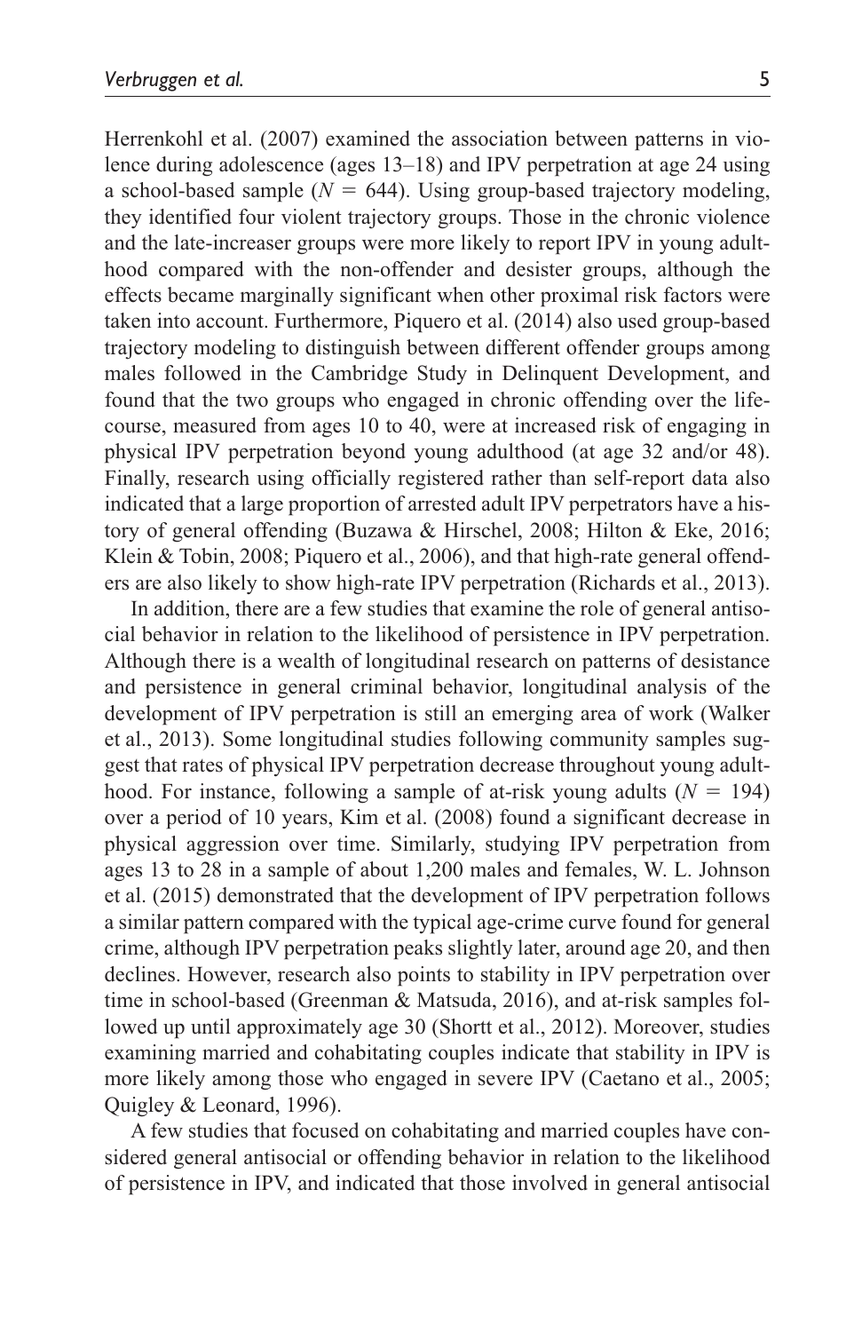Herrenkohl et al. (2007) examined the association between patterns in violence during adolescence (ages 13–18) and IPV perpetration at age 24 using a school-based sample ($N$ = 644). Using group-based trajectory modeling, they identified four violent trajectory groups. Those in the chronic violence and the late-increaser groups were more likely to report IPV in young adulthood compared with the non-offender and desister groups, although the effects became marginally significant when other proximal risk factors were taken into account. Furthermore, Piquero et al. (2014) also used group-based trajectory modeling to distinguish between different offender groups among males followed in the Cambridge Study in Delinquent Development, and found that the two groups who engaged in chronic offending over the life-course, measured from ages 10 to 40, were at increased risk of engaging in physical IPV perpetration beyond young adulthood (at age 32 and/or 48). Finally, research using officially registered rather than self-report data also indicated that a large proportion of arrested adult IPV perpetrators have a history of general offending (Buzawa & Hirschel, 2008; Hilton & Eke, 2016; Klein & Tobin, 2008; Piquero et al., 2006), and that high-rate general offenders are also likely to show high-rate IPV perpetration (Richards et al., 2013).

In addition, there are a few studies that examine the role of general antisocial behavior in relation to the likelihood of persistence in IPV perpetration. Although there is a wealth of longitudinal research on patterns of desistance and persistence in general criminal behavior, longitudinal analysis of the development of IPV perpetration is still an emerging area of work (Walker et al., 2013). Some longitudinal studies following community samples suggest that rates of physical IPV perpetration decrease throughout young adulthood. For instance, following a sample of at-risk young adults ($N$ = 194) over a period of 10 years, Kim et al. (2008) found a significant decrease in physical aggression over time. Similarly, studying IPV perpetration from ages 13 to 28 in a sample of about 1,200 males and females, W. L. Johnson et al. (2015) demonstrated that the development of IPV perpetration follows a similar pattern compared with the typical age-crime curve found for general crime, although IPV perpetration peaks slightly later, around age 20, and then declines. However, research also points to stability in IPV perpetration over time in school-based (Greenman & Matsuda, 2016), and at-risk samples followed up until approximately age 30 (Shortt et al., 2012). Moreover, studies examining married and cohabitating couples indicate that stability in IPV is more likely among those who engaged in severe IPV (Caetano et al., 2005; Quigley & Leonard, 1996).

A few studies that focused on cohabitating and married couples have considered general antisocial or offending behavior in relation to the likelihood of persistence in IPV, and indicated that those involved in general antisocial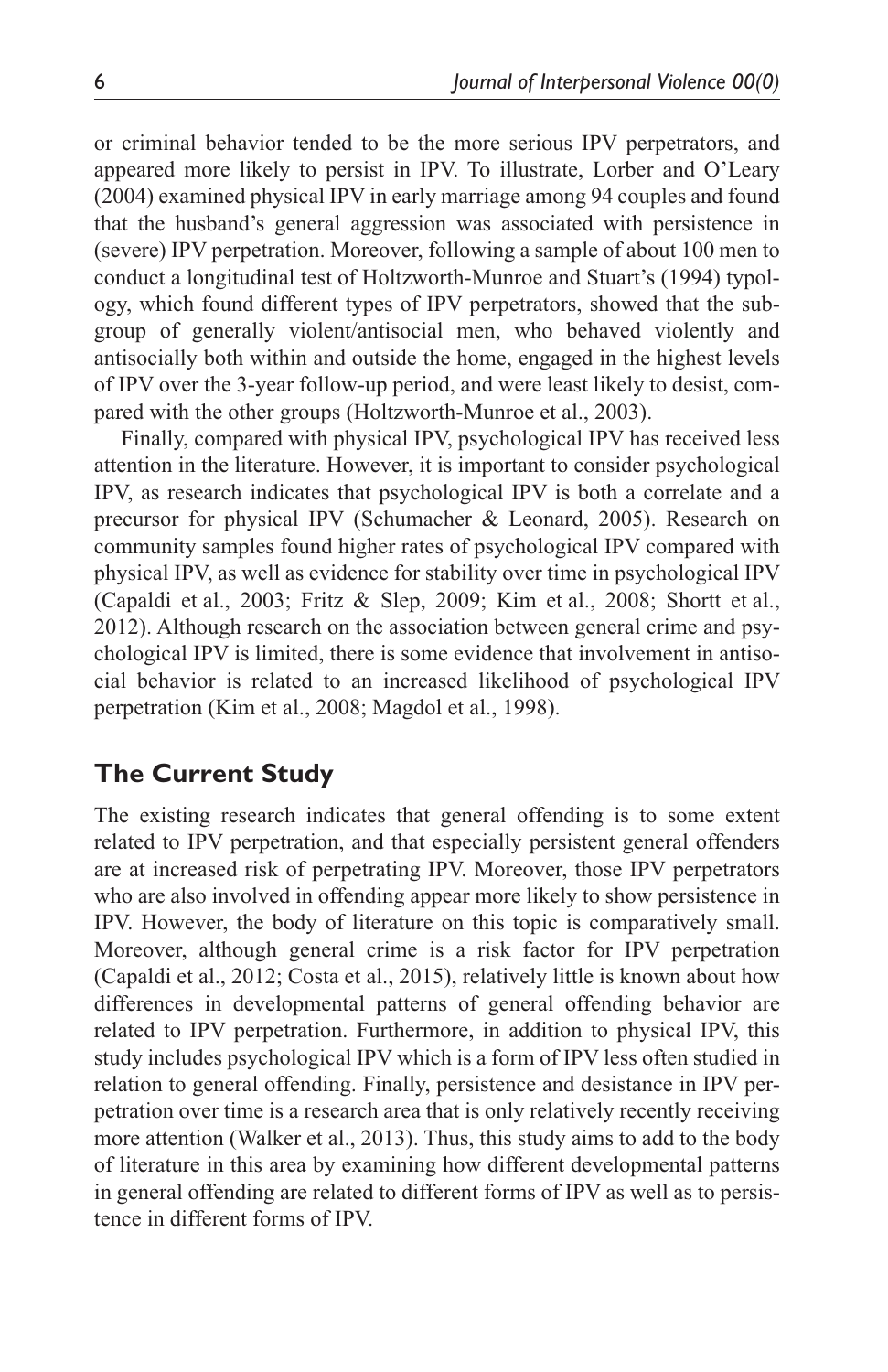or criminal behavior tended to be the more serious IPV perpetrators, and appeared more likely to persist in IPV. To illustrate, Lorber and O'Leary (2004) examined physical IPV in early marriage among 94 couples and found that the husband's general aggression was associated with persistence in (severe) IPV perpetration. Moreover, following a sample of about 100 men to conduct a longitudinal test of Holtzworth-Munroe and Stuart's (1994) typology, which found different types of IPV perpetrators, showed that the subgroup of generally violent/antisocial men, who behaved violently and antisocially both within and outside the home, engaged in the highest levels of IPV over the 3-year follow-up period, and were least likely to desist, compared with the other groups (Holtzworth-Munroe et al., 2003).

Finally, compared with physical IPV, psychological IPV has received less attention in the literature. However, it is important to consider psychological IPV, as research indicates that psychological IPV is both a correlate and a precursor for physical IPV (Schumacher & Leonard, 2005). Research on community samples found higher rates of psychological IPV compared with physical IPV, as well as evidence for stability over time in psychological IPV (Capaldi et al., 2003; Fritz & Slep, 2009; Kim et al., 2008; Shortt et al., 2012). Although research on the association between general crime and psychological IPV is limited, there is some evidence that involvement in antisocial behavior is related to an increased likelihood of psychological IPV perpetration (Kim et al., 2008; Magdol et al., 1998).

## The Current Study

The existing research indicates that general offending is to some extent related to IPV perpetration, and that especially persistent general offenders are at increased risk of perpetrating IPV. Moreover, those IPV perpetrators who are also involved in offending appear more likely to show persistence in IPV. However, the body of literature on this topic is comparatively small. Moreover, although general crime is a risk factor for IPV perpetration (Capaldi et al., 2012; Costa et al., 2015), relatively little is known about how differences in developmental patterns of general offending behavior are related to IPV perpetration. Furthermore, in addition to physical IPV, this study includes psychological IPV which is a form of IPV less often studied in relation to general offending. Finally, persistence and desistance in IPV perpetration over time is a research area that is only relatively recently receiving more attention (Walker et al., 2013). Thus, this study aims to add to the body of literature in this area by examining how different developmental patterns in general offending are related to different forms of IPV as well as to persistence in different forms of IPV.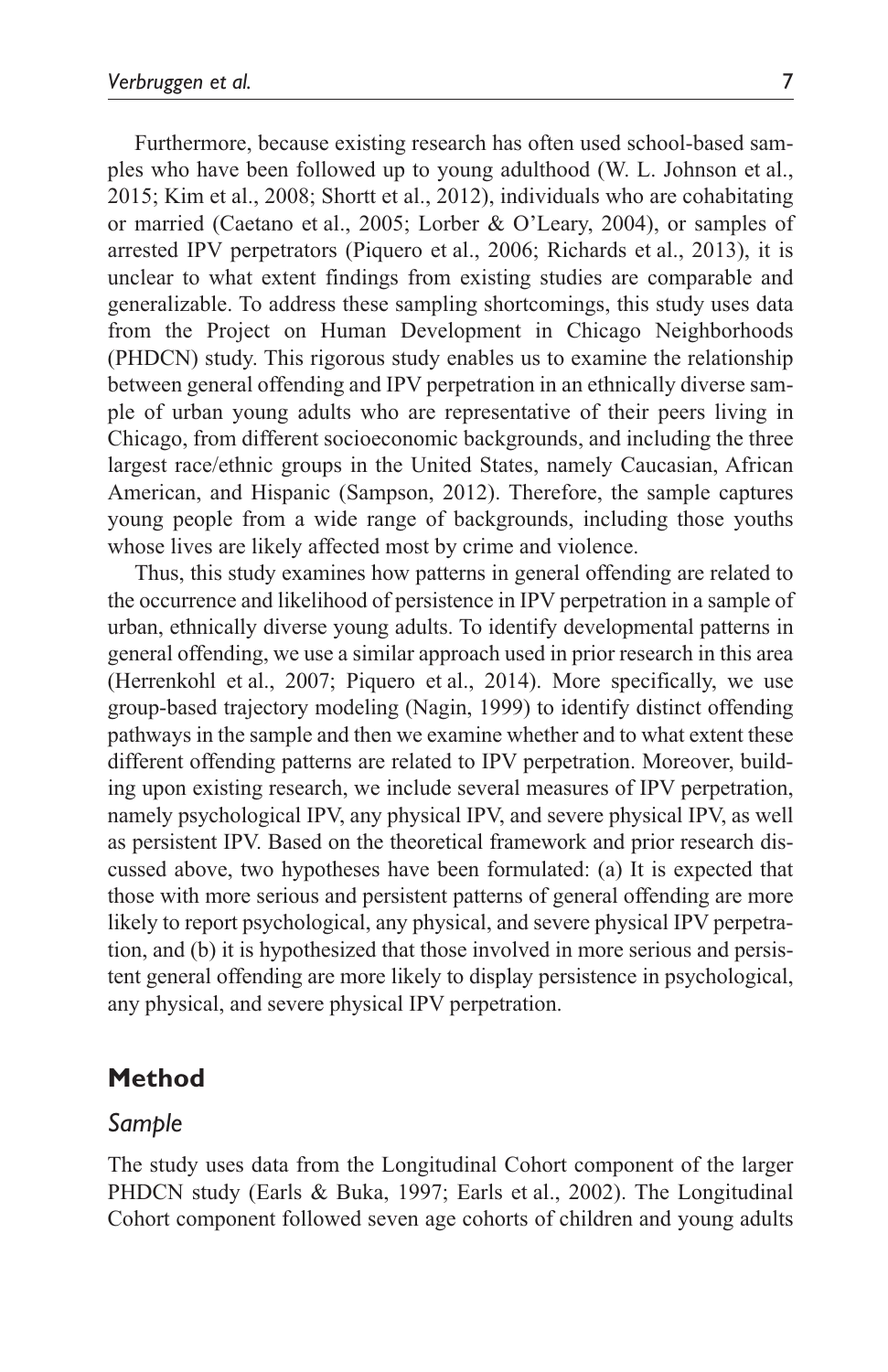Furthermore, because existing research has often used school-based samples who have been followed up to young adulthood (W. L. Johnson et al., 2015; Kim et al., 2008; Shortt et al., 2012), individuals who are cohabitating or married (Caetano et al., 2005; Lorber & O'Leary, 2004), or samples of arrested IPV perpetrators (Piquero et al., 2006; Richards et al., 2013), it is unclear to what extent findings from existing studies are comparable and generalizable. To address these sampling shortcomings, this study uses data from the Project on Human Development in Chicago Neighborhoods (PHDCN) study. This rigorous study enables us to examine the relationship between general offending and IPV perpetration in an ethnically diverse sample of urban young adults who are representative of their peers living in Chicago, from different socioeconomic backgrounds, and including the three largest race/ethnic groups in the United States, namely Caucasian, African American, and Hispanic (Sampson, 2012). Therefore, the sample captures young people from a wide range of backgrounds, including those youths whose lives are likely affected most by crime and violence.

Thus, this study examines how patterns in general offending are related to the occurrence and likelihood of persistence in IPV perpetration in a sample of urban, ethnically diverse young adults. To identify developmental patterns in general offending, we use a similar approach used in prior research in this area (Herrenkohl et al., 2007; Piquero et al., 2014). More specifically, we use group-based trajectory modeling (Nagin, 1999) to identify distinct offending pathways in the sample and then we examine whether and to what extent these different offending patterns are related to IPV perpetration. Moreover, building upon existing research, we include several measures of IPV perpetration, namely psychological IPV, any physical IPV, and severe physical IPV, as well as persistent IPV. Based on the theoretical framework and prior research discussed above, two hypotheses have been formulated: (a) It is expected that those with more serious and persistent patterns of general offending are more likely to report psychological, any physical, and severe physical IPV perpetration, and (b) it is hypothesized that those involved in more serious and persistent general offending are more likely to display persistence in psychological, any physical, and severe physical IPV perpetration.

## Method

### *Sample*

The study uses data from the Longitudinal Cohort component of the larger PHDCN study (Earls & Buka, 1997; Earls et al., 2002). The Longitudinal Cohort component followed seven age cohorts of children and young adults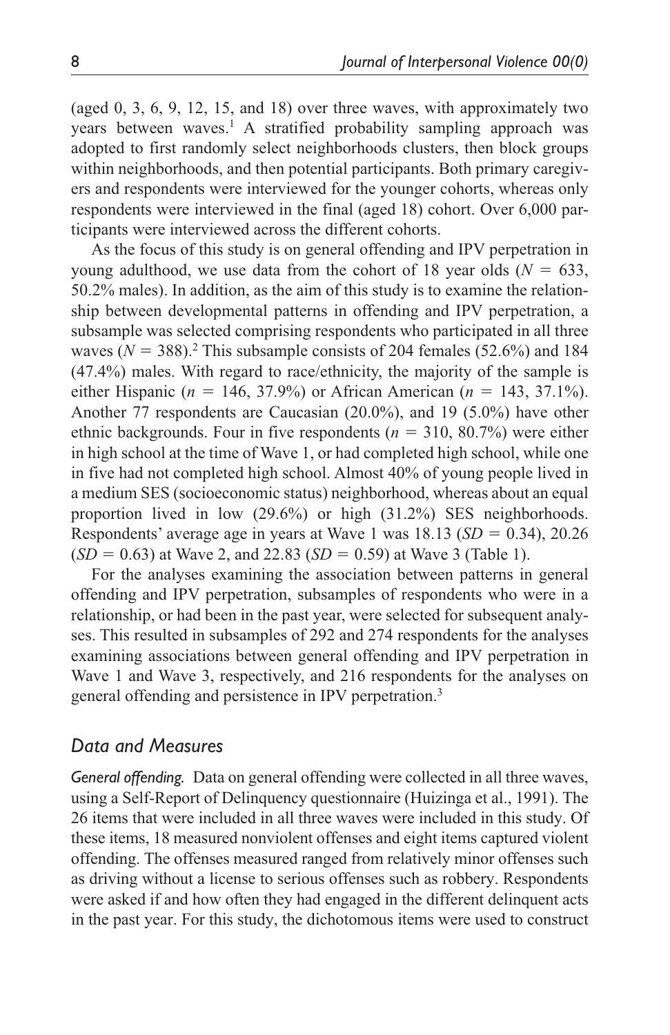(aged 0, 3, 6, 9, 12, 15, and 18) over three waves, with approximately two years between waves.[1] A stratified probability sampling approach was adopted to first randomly select neighborhoods clusters, then block groups within neighborhoods, and then potential participants. Both primary caregivers and respondents were interviewed for the younger cohorts, whereas only respondents were interviewed in the final (aged 18) cohort. Over 6,000 participants were interviewed across the different cohorts.

As the focus of this study is on general offending and IPV perpetration in young adulthood, we use data from the cohort of 18 year olds ($N$ = 633, 50.2% males). In addition, as the aim of this study is to examine the relationship between developmental patterns in offending and IPV perpetration, a subsample was selected comprising respondents who participated in all three waves ($N$ = 388).[2] This subsample consists of 204 females (52.6%) and 184 (47.4%) males. With regard to race/ethnicity, the majority of the sample is either Hispanic ($n$ = 146, 37.9%) or African American ($n$ = 143, 37.1%). Another 77 respondents are Caucasian (20.0%), and 19 (5.0%) have other ethnic backgrounds. Four in five respondents ($n$ = 310, 80.7%) were either in high school at the time of Wave 1, or had completed high school, while one in five had not completed high school. Almost 40% of young people lived in a medium SES (socioeconomic status) neighborhood, whereas about an equal proportion lived in low (29.6%) or high (31.2%) SES neighborhoods. Respondents' average age in years at Wave 1 was 18.13 ($SD$ = 0.34), 20.26 ($SD$ = 0.63) at Wave 2, and 22.83 ($SD$ = 0.59) at Wave 3 (Table 1).

For the analyses examining the association between patterns in general offending and IPV perpetration, subsamples of respondents who were in a relationship, or had been in the past year, were selected for subsequent analyses. This resulted in subsamples of 292 and 274 respondents for the analyses examining associations between general offending and IPV perpetration in Wave 1 and Wave 3, respectively, and 216 respondents for the analyses on general offending and persistence in IPV perpetration.[3]

## Data and Measures

*General offending.* Data on general offending were collected in all three waves, using a Self-Report of Delinquency questionnaire (Huizinga et al., 1991). The 26 items that were included in all three waves were included in this study. Of these items, 18 measured nonviolent offenses and eight items captured violent offending. The offenses measured ranged from relatively minor offenses such as driving without a license to serious offenses such as robbery. Respondents were asked if and how often they had engaged in the different delinquent acts in the past year. For this study, the dichotomous items were used to construct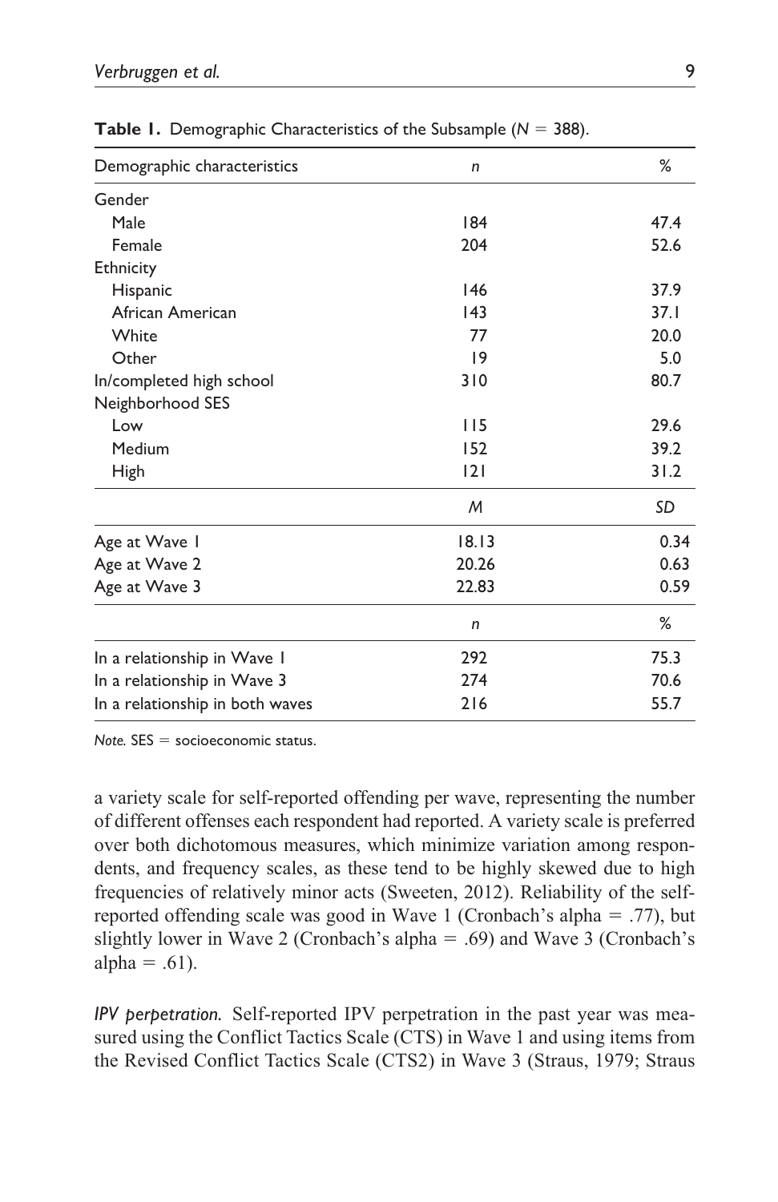**Table 1.** Demographic Characteristics of the Subsample ($N$ = 388).

| Demographic characteristics | $n$ | % |
|---|---|---|
| Gender | | |
| Male | 184 | 47.4 |
| Female | 204 | 52.6 |
| Ethnicity | | |
| Hispanic | 146 | 37.9 |
| African American | 143 | 37.1 |
| White | 77 | 20.0 |
| Other | 19 | 5.0 |
| In/completed high school | 310 | 80.7 |
| Neighborhood SES | | |
| Low | 115 | 29.6 |
| Medium | 152 | 39.2 |
| High | 121 | 31.2 |
| | $M$ | $SD$ |
| Age at Wave 1 | 18.13 | 0.34 |
| Age at Wave 2 | 20.26 | 0.63 |
| Age at Wave 3 | 22.83 | 0.59 |
| | $n$ | % |
| In a relationship in Wave 1 | 292 | 75.3 |
| In a relationship in Wave 3 | 274 | 70.6 |
| In a relationship in both waves | 216 | 55.7 |

*Note.* SES = socioeconomic status.

a variety scale for self-reported offending per wave, representing the number of different offenses each respondent had reported. A variety scale is preferred over both dichotomous measures, which minimize variation among respondents, and frequency scales, as these tend to be highly skewed due to high frequencies of relatively minor acts (Sweeten, 2012). Reliability of the self-reported offending scale was good in Wave 1 (Cronbach's alpha = .77), but slightly lower in Wave 2 (Cronbach's alpha = .69) and Wave 3 (Cronbach's alpha = .61).

*IPV perpetration.* Self-reported IPV perpetration in the past year was measured using the Conflict Tactics Scale (CTS) in Wave 1 and using items from the Revised Conflict Tactics Scale (CTS2) in Wave 3 (Straus, 1979; Straus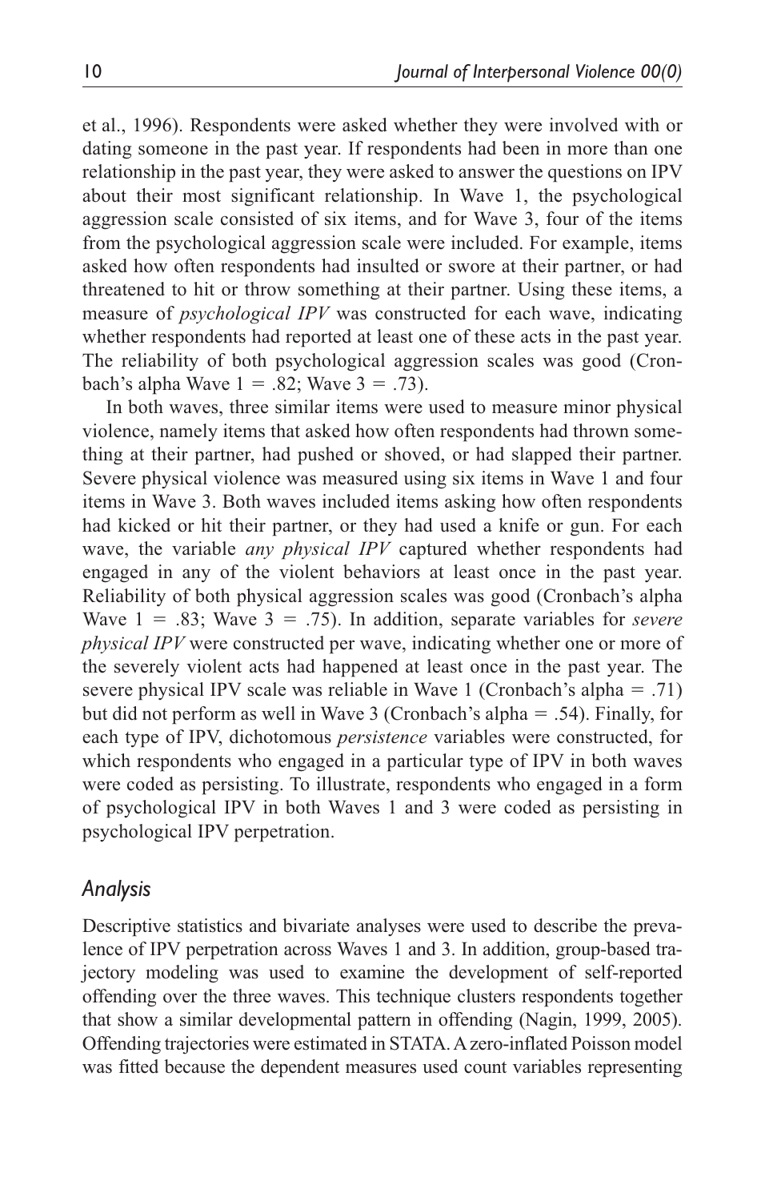et al., 1996). Respondents were asked whether they were involved with or dating someone in the past year. If respondents had been in more than one relationship in the past year, they were asked to answer the questions on IPV about their most significant relationship. In Wave 1, the psychological aggression scale consisted of six items, and for Wave 3, four of the items from the psychological aggression scale were included. For example, items asked how often respondents had insulted or swore at their partner, or had threatened to hit or throw something at their partner. Using these items, a measure of *psychological IPV* was constructed for each wave, indicating whether respondents had reported at least one of these acts in the past year. The reliability of both psychological aggression scales was good (Cronbach's alpha Wave 1 = .82; Wave 3 = .73).

In both waves, three similar items were used to measure minor physical violence, namely items that asked how often respondents had thrown something at their partner, had pushed or shoved, or had slapped their partner. Severe physical violence was measured using six items in Wave 1 and four items in Wave 3. Both waves included items asking how often respondents had kicked or hit their partner, or they had used a knife or gun. For each wave, the variable *any physical IPV* captured whether respondents had engaged in any of the violent behaviors at least once in the past year. Reliability of both physical aggression scales was good (Cronbach's alpha Wave 1 = .83; Wave 3 = .75). In addition, separate variables for *severe physical IPV* were constructed per wave, indicating whether one or more of the severely violent acts had happened at least once in the past year. The severe physical IPV scale was reliable in Wave 1 (Cronbach's alpha = .71) but did not perform as well in Wave 3 (Cronbach's alpha = .54). Finally, for each type of IPV, dichotomous *persistence* variables were constructed, for which respondents who engaged in a particular type of IPV in both waves were coded as persisting. To illustrate, respondents who engaged in a form of psychological IPV in both Waves 1 and 3 were coded as persisting in psychological IPV perpetration.

## Analysis

Descriptive statistics and bivariate analyses were used to describe the prevalence of IPV perpetration across Waves 1 and 3. In addition, group-based trajectory modeling was used to examine the development of self-reported offending over the three waves. This technique clusters respondents together that show a similar developmental pattern in offending (Nagin, 1999, 2005). Offending trajectories were estimated in STATA. A zero-inflated Poisson model was fitted because the dependent measures used count variables representing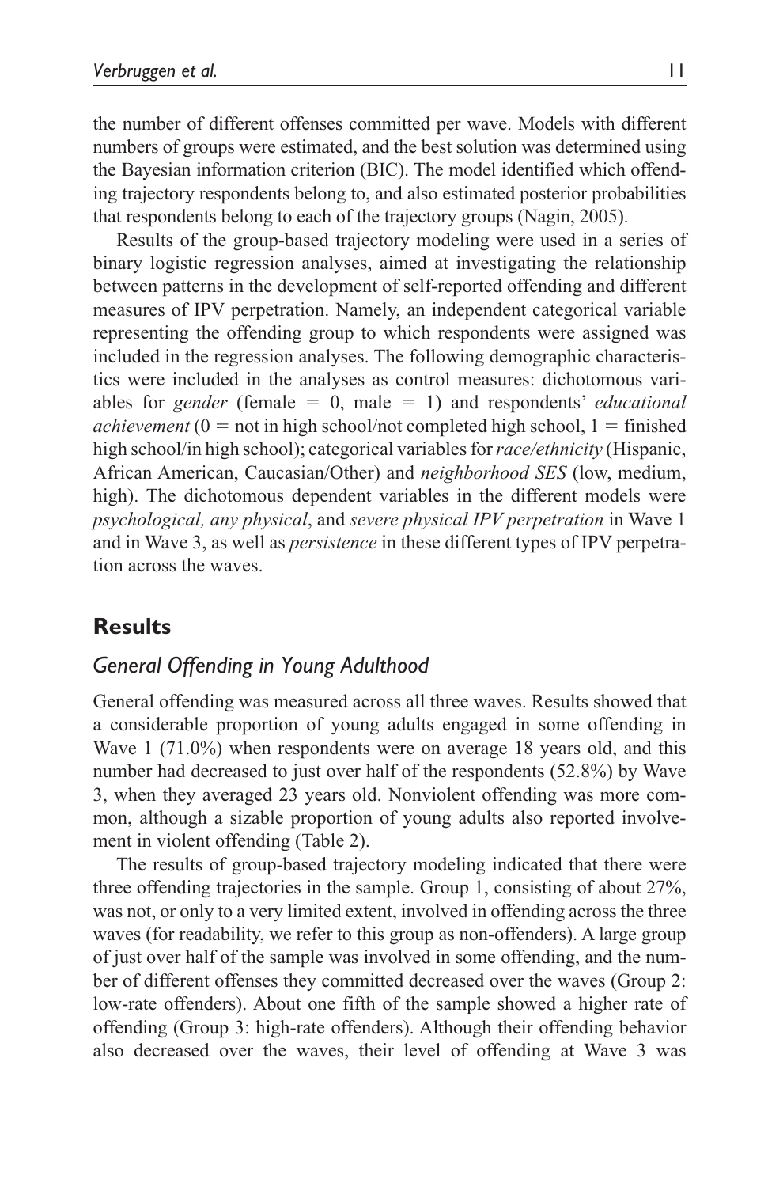the number of different offenses committed per wave. Models with different numbers of groups were estimated, and the best solution was determined using the Bayesian information criterion (BIC). The model identified which offending trajectory respondents belong to, and also estimated posterior probabilities that respondents belong to each of the trajectory groups (Nagin, 2005).

Results of the group-based trajectory modeling were used in a series of binary logistic regression analyses, aimed at investigating the relationship between patterns in the development of self-reported offending and different measures of IPV perpetration. Namely, an independent categorical variable representing the offending group to which respondents were assigned was included in the regression analyses. The following demographic characteristics were included in the analyses as control measures: dichotomous variables for *gender* (female = 0, male = 1) and respondents' *educational achievement* (0 = not in high school/not completed high school, 1 = finished high school/in high school); categorical variables for *race/ethnicity* (Hispanic, African American, Caucasian/Other) and *neighborhood SES* (low, medium, high). The dichotomous dependent variables in the different models were *psychological, any physical*, and *severe physical IPV perpetration* in Wave 1 and in Wave 3, as well as *persistence* in these different types of IPV perpetration across the waves.

## Results

### General Offending in Young Adulthood

General offending was measured across all three waves. Results showed that a considerable proportion of young adults engaged in some offending in Wave 1 (71.0%) when respondents were on average 18 years old, and this number had decreased to just over half of the respondents (52.8%) by Wave 3, when they averaged 23 years old. Nonviolent offending was more common, although a sizable proportion of young adults also reported involvement in violent offending (Table 2).

The results of group-based trajectory modeling indicated that there were three offending trajectories in the sample. Group 1, consisting of about 27%, was not, or only to a very limited extent, involved in offending across the three waves (for readability, we refer to this group as non-offenders). A large group of just over half of the sample was involved in some offending, and the number of different offenses they committed decreased over the waves (Group 2: low-rate offenders). About one fifth of the sample showed a higher rate of offending (Group 3: high-rate offenders). Although their offending behavior also decreased over the waves, their level of offending at Wave 3 was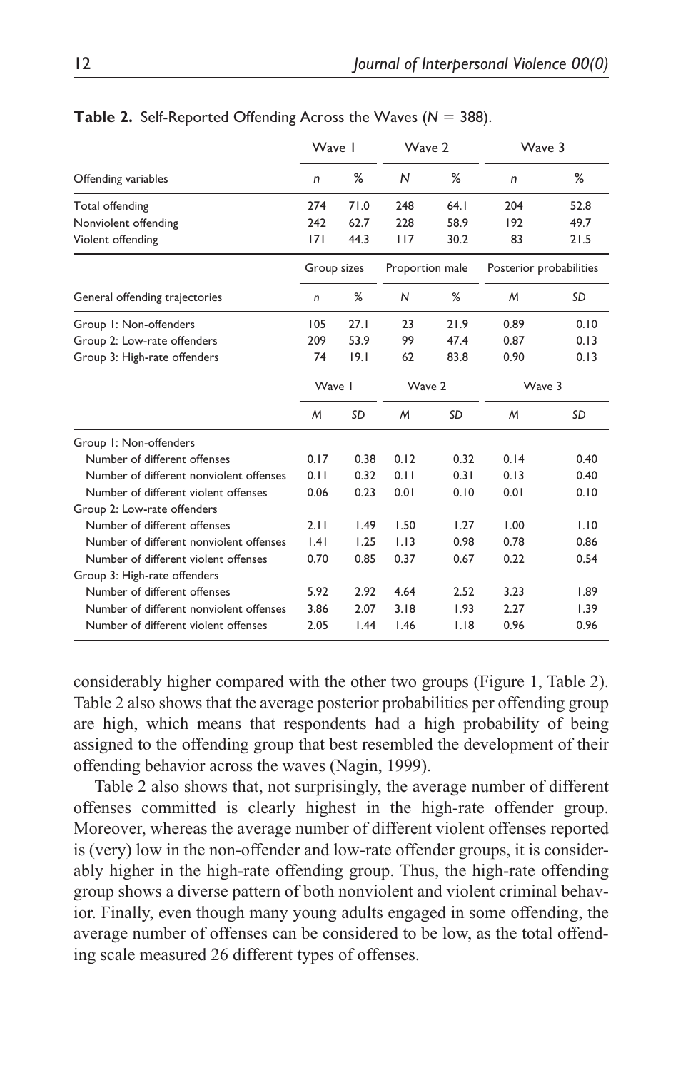**Table 2.** Self-Reported Offending Across the Waves ($N$ = 388).

| | Wave 1 | | Wave 2 | | Wave 3 | |
|---|---|---|---|---|---|---|
| Offending variables | *n* | % | *N* | % | *n* | % |
| Total offending | 274 | 71.0 | 248 | 64.1 | 204 | 52.8 |
| Nonviolent offending | 242 | 62.7 | 228 | 58.9 | 192 | 49.7 |
| Violent offending | 171 | 44.3 | 117 | 30.2 | 83 | 21.5 |
| | Group sizes | | Proportion male | | Posterior probabilities | |
| General offending trajectories | *n* | % | *N* | % | *M* | *SD* |
| Group 1: Non-offenders | 105 | 27.1 | 23 | 21.9 | 0.89 | 0.10 |
| Group 2: Low-rate offenders | 209 | 53.9 | 99 | 47.4 | 0.87 | 0.13 |
| Group 3: High-rate offenders | 74 | 19.1 | 62 | 83.8 | 0.90 | 0.13 |
| | Wave 1 | | Wave 2 | | Wave 3 | |
| | *M* | *SD* | *M* | *SD* | *M* | *SD* |
| Group 1: Non-offenders | | | | | | |
| Number of different offenses | 0.17 | 0.38 | 0.12 | 0.32 | 0.14 | 0.40 |
| Number of different nonviolent offenses | 0.11 | 0.32 | 0.11 | 0.31 | 0.13 | 0.40 |
| Number of different violent offenses | 0.06 | 0.23 | 0.01 | 0.10 | 0.01 | 0.10 |
| Group 2: Low-rate offenders | | | | | | |
| Number of different offenses | 2.11 | 1.49 | 1.50 | 1.27 | 1.00 | 1.10 |
| Number of different nonviolent offenses | 1.41 | 1.25 | 1.13 | 0.98 | 0.78 | 0.86 |
| Number of different violent offenses | 0.70 | 0.85 | 0.37 | 0.67 | 0.22 | 0.54 |
| Group 3: High-rate offenders | | | | | | |
| Number of different offenses | 5.92 | 2.92 | 4.64 | 2.52 | 3.23 | 1.89 |
| Number of different nonviolent offenses | 3.86 | 2.07 | 3.18 | 1.93 | 2.27 | 1.39 |
| Number of different violent offenses | 2.05 | 1.44 | 1.46 | 1.18 | 0.96 | 0.96 |

considerably higher compared with the other two groups (Figure 1, Table 2). Table 2 also shows that the average posterior probabilities per offending group are high, which means that respondents had a high probability of being assigned to the offending group that best resembled the development of their offending behavior across the waves (Nagin, 1999).

Table 2 also shows that, not surprisingly, the average number of different offenses committed is clearly highest in the high-rate offender group. Moreover, whereas the average number of different violent offenses reported is (very) low in the non-offender and low-rate offender groups, it is considerably higher in the high-rate offending group. Thus, the high-rate offending group shows a diverse pattern of both nonviolent and violent criminal behavior. Finally, even though many young adults engaged in some offending, the average number of offenses can be considered to be low, as the total offending scale measured 26 different types of offenses.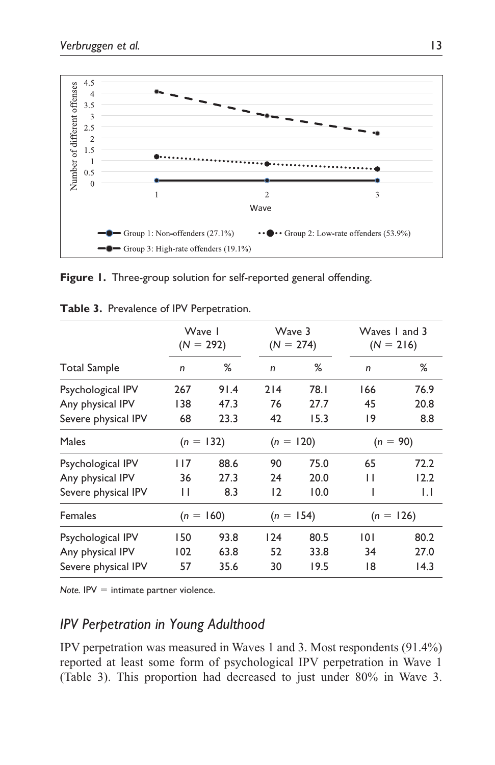**Figure 1.** Three-group solution for self-reported general offending.

**Table 3.** Prevalence of IPV Perpetration.

| | Wave 1 ($N$ = 292) | | Wave 3 ($N$ = 274) | | Waves 1 and 3 ($N$ = 216) | |
|---|---|---|---|---|---|---|
| Total Sample | *n* | % | *n* | % | *n* | % |
| Psychological IPV | 267 | 91.4 | 214 | 78.1 | 166 | 76.9 |
| Any physical IPV | 138 | 47.3 | 76 | 27.7 | 45 | 20.8 |
| Severe physical IPV | 68 | 23.3 | 42 | 15.3 | 19 | 8.8 |
| Males | ($n$ = 132) | | ($n$ = 120) | | ($n$ = 90) | |
| Psychological IPV | 117 | 88.6 | 90 | 75.0 | 65 | 72.2 |
| Any physical IPV | 36 | 27.3 | 24 | 20.0 | 11 | 12.2 |
| Severe physical IPV | 11 | 8.3 | 12 | 10.0 | 1 | 1.1 |
| Females | ($n$ = 160) | | ($n$ = 154) | | ($n$ = 126) | |
| Psychological IPV | 150 | 93.8 | 124 | 80.5 | 101 | 80.2 |
| Any physical IPV | 102 | 63.8 | 52 | 33.8 | 34 | 27.0 |
| Severe physical IPV | 57 | 35.6 | 30 | 19.5 | 18 | 14.3 |

*Note.* IPV = intimate partner violence.

## *IPV Perpetration in Young Adulthood*

IPV perpetration was measured in Waves 1 and 3. Most respondents (91.4%) reported at least some form of psychological IPV perpetration in Wave 1 (Table 3). This proportion had decreased to just under 80% in Wave 3.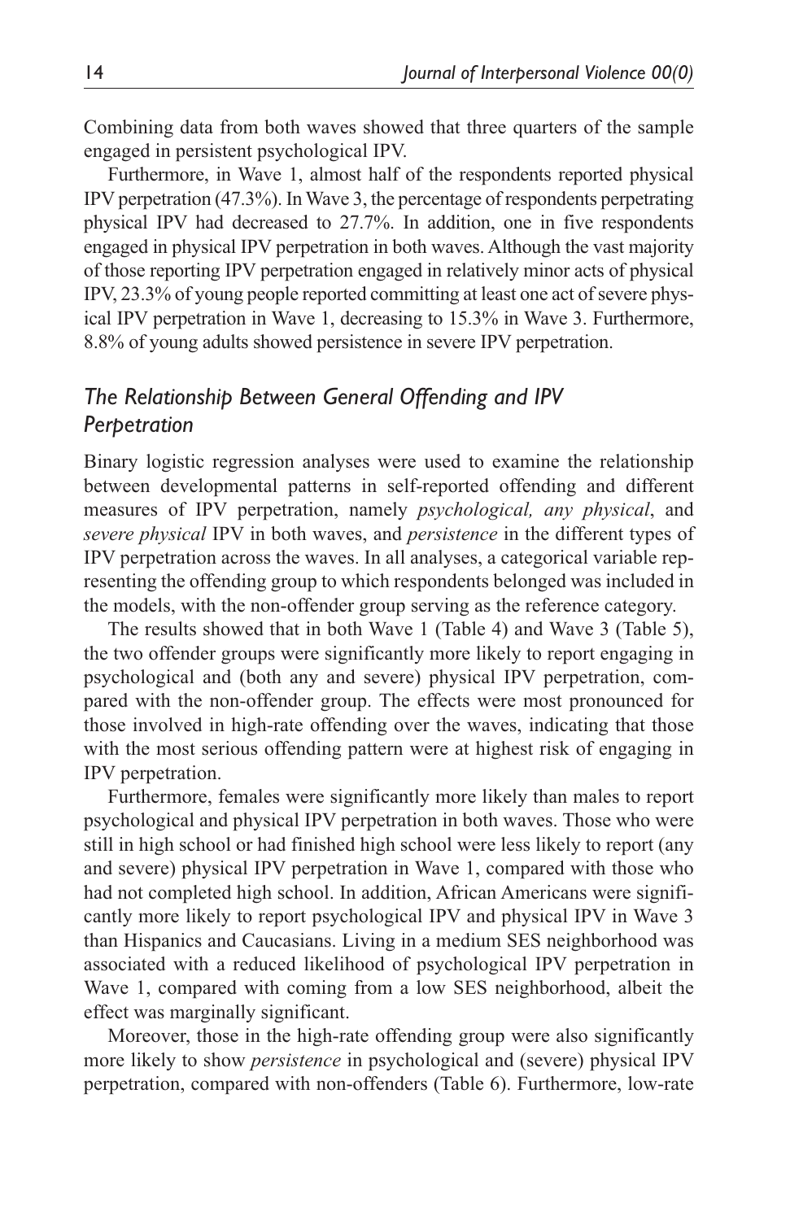Combining data from both waves showed that three quarters of the sample engaged in persistent psychological IPV.

Furthermore, in Wave 1, almost half of the respondents reported physical IPV perpetration (47.3%). In Wave 3, the percentage of respondents perpetrating physical IPV had decreased to 27.7%. In addition, one in five respondents engaged in physical IPV perpetration in both waves. Although the vast majority of those reporting IPV perpetration engaged in relatively minor acts of physical IPV, 23.3% of young people reported committing at least one act of severe physical IPV perpetration in Wave 1, decreasing to 15.3% in Wave 3. Furthermore, 8.8% of young adults showed persistence in severe IPV perpetration.

## *The Relationship Between General Offending and IPV Perpetration*

Binary logistic regression analyses were used to examine the relationship between developmental patterns in self-reported offending and different measures of IPV perpetration, namely *psychological, any physical*, and *severe physical* IPV in both waves, and *persistence* in the different types of IPV perpetration across the waves. In all analyses, a categorical variable representing the offending group to which respondents belonged was included in the models, with the non-offender group serving as the reference category.

The results showed that in both Wave 1 (Table 4) and Wave 3 (Table 5), the two offender groups were significantly more likely to report engaging in psychological and (both any and severe) physical IPV perpetration, compared with the non-offender group. The effects were most pronounced for those involved in high-rate offending over the waves, indicating that those with the most serious offending pattern were at highest risk of engaging in IPV perpetration.

Furthermore, females were significantly more likely than males to report psychological and physical IPV perpetration in both waves. Those who were still in high school or had finished high school were less likely to report (any and severe) physical IPV perpetration in Wave 1, compared with those who had not completed high school. In addition, African Americans were significantly more likely to report psychological IPV and physical IPV in Wave 3 than Hispanics and Caucasians. Living in a medium SES neighborhood was associated with a reduced likelihood of psychological IPV perpetration in Wave 1, compared with coming from a low SES neighborhood, albeit the effect was marginally significant.

Moreover, those in the high-rate offending group were also significantly more likely to show *persistence* in psychological and (severe) physical IPV perpetration, compared with non-offenders (Table 6). Furthermore, low-rate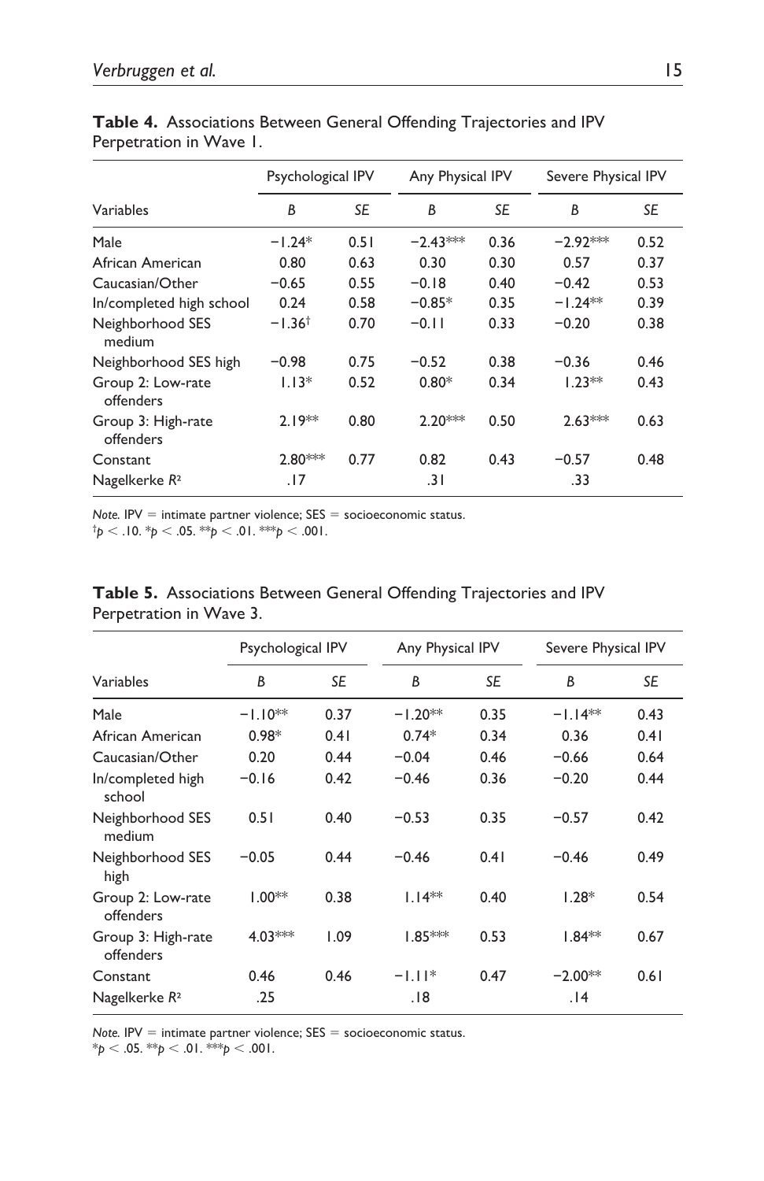**Table 4.** Associations Between General Offending Trajectories and IPV Perpetration in Wave 1.

| Variables | Psychological IPV | | Any Physical IPV | | Severe Physical IPV | |
|---|---|---|---|---|---|---|
| | *B* | *SE* | *B* | *SE* | *B* | *SE* |
| Male | −1.24* | 0.51 | −2.43*** | 0.36 | −2.92*** | 0.52 |
| African American | 0.80 | 0.63 | 0.30 | 0.30 | 0.57 | 0.37 |
| Caucasian/Other | −0.65 | 0.55 | −0.18 | 0.40 | −0.42 | 0.53 |
| In/completed high school | 0.24 | 0.58 | −0.85* | 0.35 | −1.24** | 0.39 |
| Neighborhood SES medium | −1.36† | 0.70 | −0.11 | 0.33 | −0.20 | 0.38 |
| Neighborhood SES high | −0.98 | 0.75 | −0.52 | 0.38 | −0.36 | 0.46 |
| Group 2: Low-rate offenders | 1.13* | 0.52 | 0.80* | 0.34 | 1.23** | 0.43 |
| Group 3: High-rate offenders | 2.19** | 0.80 | 2.20*** | 0.50 | 2.63*** | 0.63 |
| Constant | 2.80*** | 0.77 | 0.82 | 0.43 | −0.57 | 0.48 |
| Nagelkerke $R^2$ | .17 | | .31 | | .33 | |

*Note.* IPV = intimate partner violence; SES = socioeconomic status.
†$p < .10$. *$p < .05$. **$p < .01$. ***$p < .001$.

**Table 5.** Associations Between General Offending Trajectories and IPV Perpetration in Wave 3.

| Variables | Psychological IPV | | Any Physical IPV | | Severe Physical IPV | |
|---|---|---|---|---|---|---|
| | *B* | *SE* | *B* | *SE* | *B* | *SE* |
| Male | −1.10** | 0.37 | −1.20** | 0.35 | −1.14** | 0.43 |
| African American | 0.98* | 0.41 | 0.74* | 0.34 | 0.36 | 0.41 |
| Caucasian/Other | 0.20 | 0.44 | −0.04 | 0.46 | −0.66 | 0.64 |
| In/completed high school | −0.16 | 0.42 | −0.46 | 0.36 | −0.20 | 0.44 |
| Neighborhood SES medium | 0.51 | 0.40 | −0.53 | 0.35 | −0.57 | 0.42 |
| Neighborhood SES high | −0.05 | 0.44 | −0.46 | 0.41 | −0.46 | 0.49 |
| Group 2: Low-rate offenders | 1.00** | 0.38 | 1.14** | 0.40 | 1.28* | 0.54 |
| Group 3: High-rate offenders | 4.03*** | 1.09 | 1.85*** | 0.53 | 1.84** | 0.67 |
| Constant | 0.46 | 0.46 | −1.11* | 0.47 | −2.00** | 0.61 |
| Nagelkerke $R^2$ | .25 | | .18 | | .14 | |

*Note.* IPV = intimate partner violence; SES = socioeconomic status.
*$p < .05$. **$p < .01$. ***$p < .001$.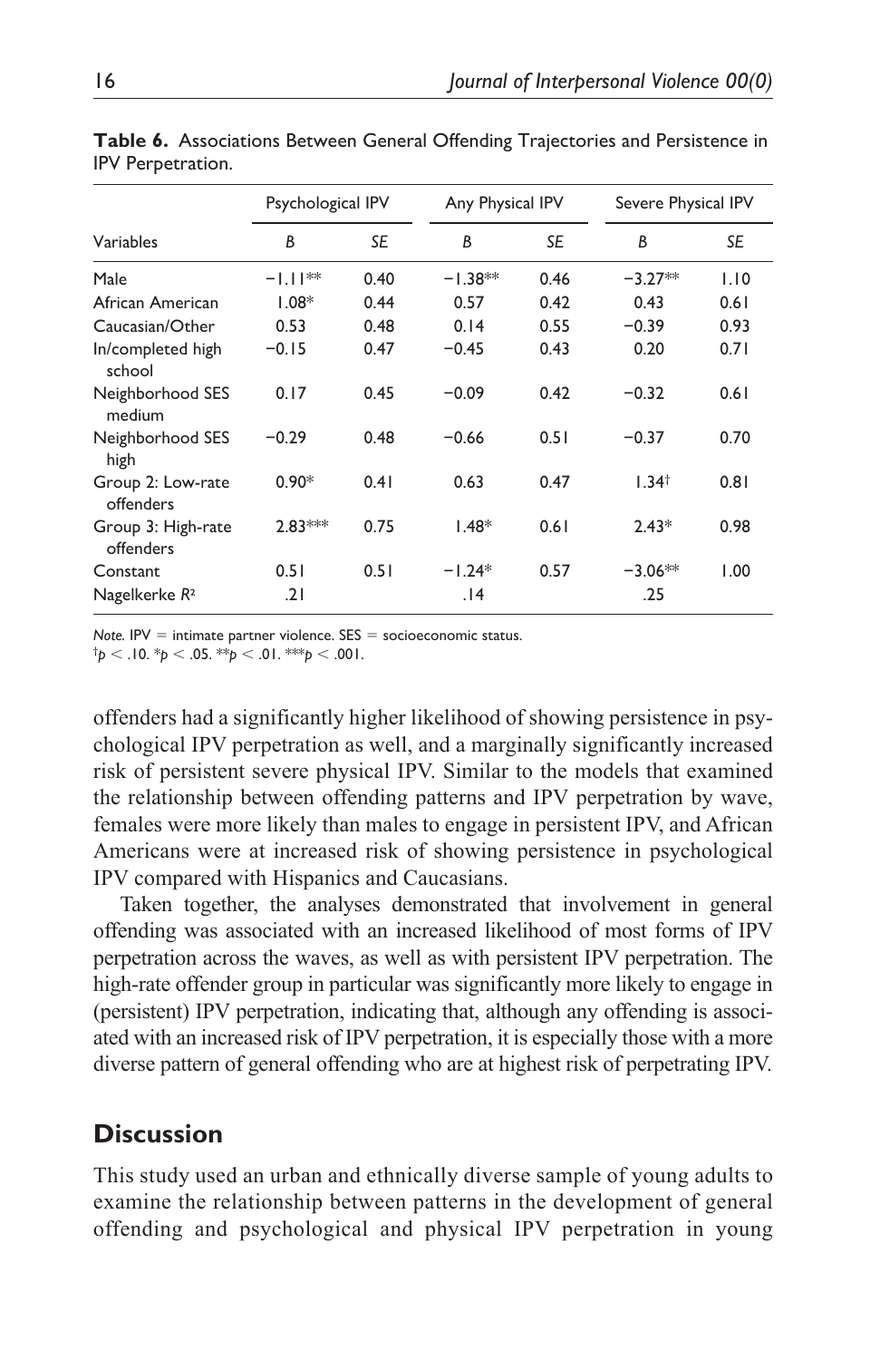**Table 6.** Associations Between General Offending Trajectories and Persistence in IPV Perpetration.

| | Psychological IPV | | Any Physical IPV | | Severe Physical IPV | |
|---|---|---|---|---|---|---|
| Variables | *B* | *SE* | *B* | *SE* | *B* | *SE* |
| Male | −1.11** | 0.40 | −1.38** | 0.46 | −3.27** | 1.10 |
| African American | 1.08* | 0.44 | 0.57 | 0.42 | 0.43 | 0.61 |
| Caucasian/Other | 0.53 | 0.48 | 0.14 | 0.55 | −0.39 | 0.93 |
| In/completed high school | −0.15 | 0.47 | −0.45 | 0.43 | 0.20 | 0.71 |
| Neighborhood SES medium | 0.17 | 0.45 | −0.09 | 0.42 | −0.32 | 0.61 |
| Neighborhood SES high | −0.29 | 0.48 | −0.66 | 0.51 | −0.37 | 0.70 |
| Group 2: Low-rate offenders | 0.90* | 0.41 | 0.63 | 0.47 | 1.34† | 0.81 |
| Group 3: High-rate offenders | 2.83*** | 0.75 | 1.48* | 0.61 | 2.43* | 0.98 |
| Constant | 0.51 | 0.51 | −1.24* | 0.57 | −3.06** | 1.00 |
| Nagelkerke $R^2$ | .21 | | .14 | | .25 | |

*Note.* IPV = intimate partner violence. SES = socioeconomic status.
†$p < .10$. *$p < .05$. **$p < .01$. ***$p < .001$.

offenders had a significantly higher likelihood of showing persistence in psychological IPV perpetration as well, and a marginally significantly increased risk of persistent severe physical IPV. Similar to the models that examined the relationship between offending patterns and IPV perpetration by wave, females were more likely than males to engage in persistent IPV, and African Americans were at increased risk of showing persistence in psychological IPV compared with Hispanics and Caucasians.

Taken together, the analyses demonstrated that involvement in general offending was associated with an increased likelihood of most forms of IPV perpetration across the waves, as well as with persistent IPV perpetration. The high-rate offender group in particular was significantly more likely to engage in (persistent) IPV perpetration, indicating that, although any offending is associated with an increased risk of IPV perpetration, it is especially those with a more diverse pattern of general offending who are at highest risk of perpetrating IPV.

## Discussion

This study used an urban and ethnically diverse sample of young adults to examine the relationship between patterns in the development of general offending and psychological and physical IPV perpetration in young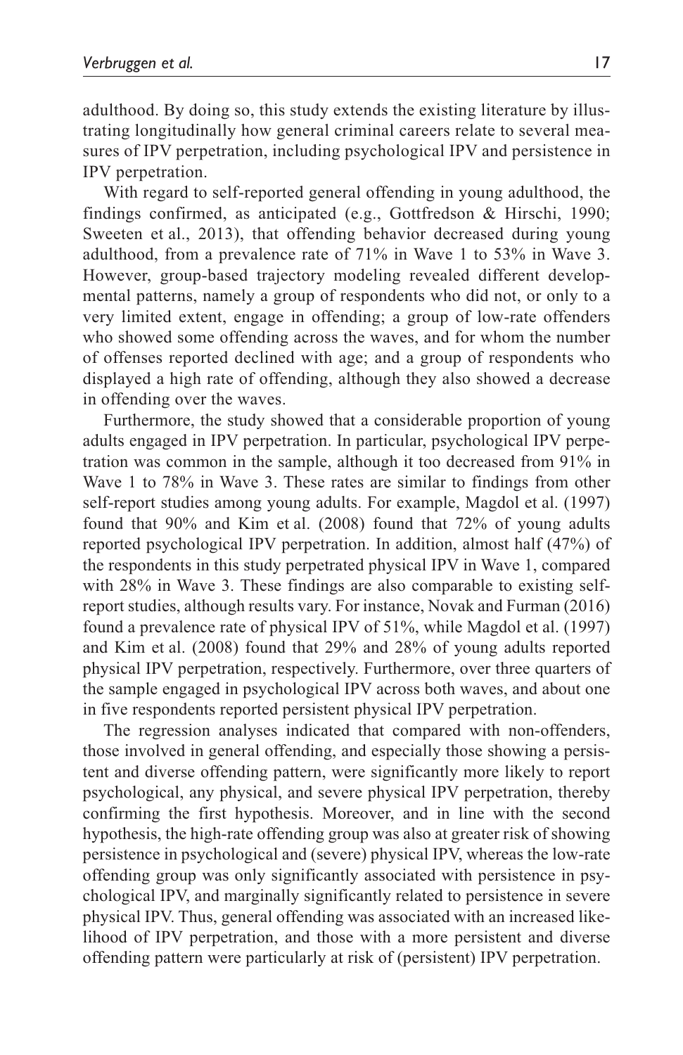adulthood. By doing so, this study extends the existing literature by illustrating longitudinally how general criminal careers relate to several measures of IPV perpetration, including psychological IPV and persistence in IPV perpetration.

With regard to self-reported general offending in young adulthood, the findings confirmed, as anticipated (e.g., Gottfredson & Hirschi, 1990; Sweeten et al., 2013), that offending behavior decreased during young adulthood, from a prevalence rate of 71% in Wave 1 to 53% in Wave 3. However, group-based trajectory modeling revealed different developmental patterns, namely a group of respondents who did not, or only to a very limited extent, engage in offending; a group of low-rate offenders who showed some offending across the waves, and for whom the number of offenses reported declined with age; and a group of respondents who displayed a high rate of offending, although they also showed a decrease in offending over the waves.

Furthermore, the study showed that a considerable proportion of young adults engaged in IPV perpetration. In particular, psychological IPV perpetration was common in the sample, although it too decreased from 91% in Wave 1 to 78% in Wave 3. These rates are similar to findings from other self-report studies among young adults. For example, Magdol et al. (1997) found that 90% and Kim et al. (2008) found that 72% of young adults reported psychological IPV perpetration. In addition, almost half (47%) of the respondents in this study perpetrated physical IPV in Wave 1, compared with 28% in Wave 3. These findings are also comparable to existing self-report studies, although results vary. For instance, Novak and Furman (2016) found a prevalence rate of physical IPV of 51%, while Magdol et al. (1997) and Kim et al. (2008) found that 29% and 28% of young adults reported physical IPV perpetration, respectively. Furthermore, over three quarters of the sample engaged in psychological IPV across both waves, and about one in five respondents reported persistent physical IPV perpetration.

The regression analyses indicated that compared with non-offenders, those involved in general offending, and especially those showing a persistent and diverse offending pattern, were significantly more likely to report psychological, any physical, and severe physical IPV perpetration, thereby confirming the first hypothesis. Moreover, and in line with the second hypothesis, the high-rate offending group was also at greater risk of showing persistence in psychological and (severe) physical IPV, whereas the low-rate offending group was only significantly associated with persistence in psychological IPV, and marginally significantly related to persistence in severe physical IPV. Thus, general offending was associated with an increased likelihood of IPV perpetration, and those with a more persistent and diverse offending pattern were particularly at risk of (persistent) IPV perpetration.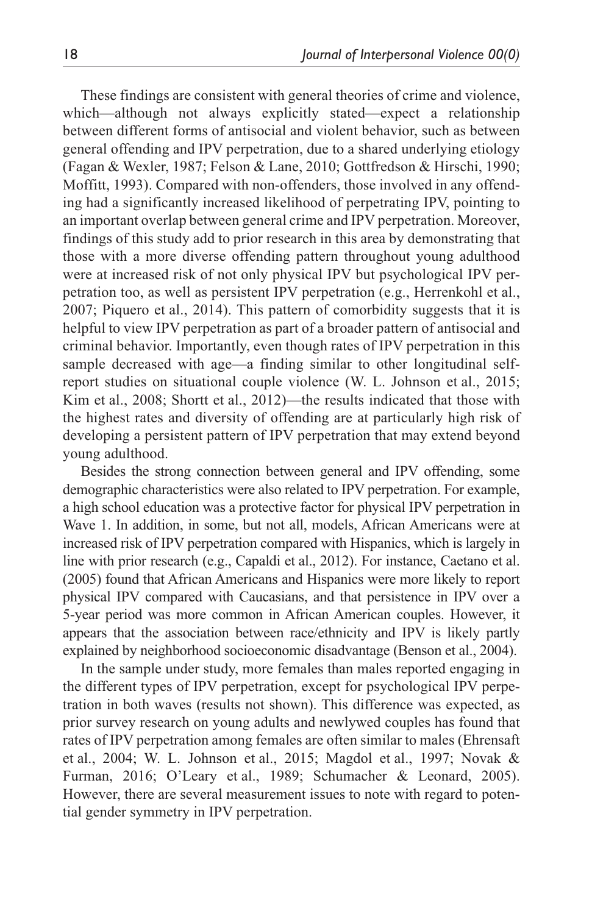These findings are consistent with general theories of crime and violence, which—although not always explicitly stated—expect a relationship between different forms of antisocial and violent behavior, such as between general offending and IPV perpetration, due to a shared underlying etiology (Fagan & Wexler, 1987; Felson & Lane, 2010; Gottfredson & Hirschi, 1990; Moffitt, 1993). Compared with non-offenders, those involved in any offending had a significantly increased likelihood of perpetrating IPV, pointing to an important overlap between general crime and IPV perpetration. Moreover, findings of this study add to prior research in this area by demonstrating that those with a more diverse offending pattern throughout young adulthood were at increased risk of not only physical IPV but psychological IPV perpetration too, as well as persistent IPV perpetration (e.g., Herrenkohl et al., 2007; Piquero et al., 2014). This pattern of comorbidity suggests that it is helpful to view IPV perpetration as part of a broader pattern of antisocial and criminal behavior. Importantly, even though rates of IPV perpetration in this sample decreased with age—a finding similar to other longitudinal self-report studies on situational couple violence (W. L. Johnson et al., 2015; Kim et al., 2008; Shortt et al., 2012)—the results indicated that those with the highest rates and diversity of offending are at particularly high risk of developing a persistent pattern of IPV perpetration that may extend beyond young adulthood.

Besides the strong connection between general and IPV offending, some demographic characteristics were also related to IPV perpetration. For example, a high school education was a protective factor for physical IPV perpetration in Wave 1. In addition, in some, but not all, models, African Americans were at increased risk of IPV perpetration compared with Hispanics, which is largely in line with prior research (e.g., Capaldi et al., 2012). For instance, Caetano et al. (2005) found that African Americans and Hispanics were more likely to report physical IPV compared with Caucasians, and that persistence in IPV over a 5-year period was more common in African American couples. However, it appears that the association between race/ethnicity and IPV is likely partly explained by neighborhood socioeconomic disadvantage (Benson et al., 2004).

In the sample under study, more females than males reported engaging in the different types of IPV perpetration, except for psychological IPV perpetration in both waves (results not shown). This difference was expected, as prior survey research on young adults and newlywed couples has found that rates of IPV perpetration among females are often similar to males (Ehrensaft et al., 2004; W. L. Johnson et al., 2015; Magdol et al., 1997; Novak & Furman, 2016; O'Leary et al., 1989; Schumacher & Leonard, 2005). However, there are several measurement issues to note with regard to potential gender symmetry in IPV perpetration.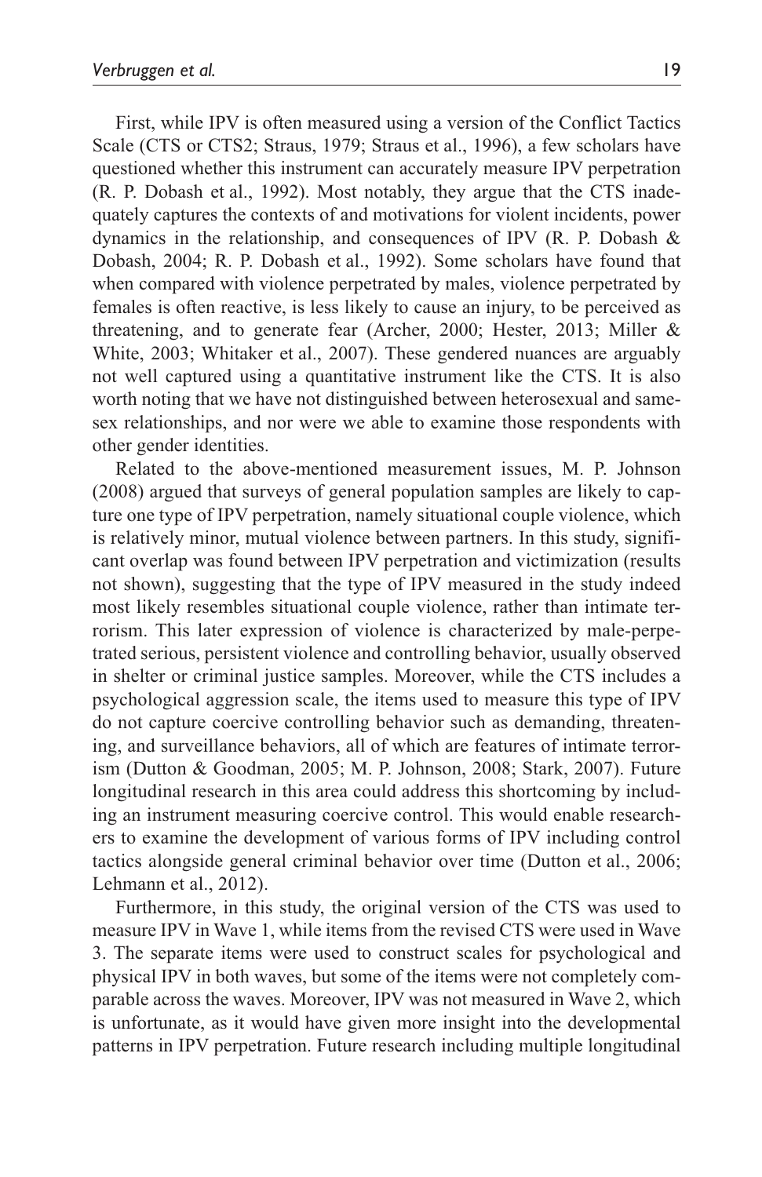First, while IPV is often measured using a version of the Conflict Tactics Scale (CTS or CTS2; Straus, 1979; Straus et al., 1996), a few scholars have questioned whether this instrument can accurately measure IPV perpetration (R. P. Dobash et al., 1992). Most notably, they argue that the CTS inadequately captures the contexts of and motivations for violent incidents, power dynamics in the relationship, and consequences of IPV (R. P. Dobash & Dobash, 2004; R. P. Dobash et al., 1992). Some scholars have found that when compared with violence perpetrated by males, violence perpetrated by females is often reactive, is less likely to cause an injury, to be perceived as threatening, and to generate fear (Archer, 2000; Hester, 2013; Miller & White, 2003; Whitaker et al., 2007). These gendered nuances are arguably not well captured using a quantitative instrument like the CTS. It is also worth noting that we have not distinguished between heterosexual and same-sex relationships, and nor were we able to examine those respondents with other gender identities.

Related to the above-mentioned measurement issues, M. P. Johnson (2008) argued that surveys of general population samples are likely to capture one type of IPV perpetration, namely situational couple violence, which is relatively minor, mutual violence between partners. In this study, significant overlap was found between IPV perpetration and victimization (results not shown), suggesting that the type of IPV measured in the study indeed most likely resembles situational couple violence, rather than intimate terrorism. This later expression of violence is characterized by male-perpetrated serious, persistent violence and controlling behavior, usually observed in shelter or criminal justice samples. Moreover, while the CTS includes a psychological aggression scale, the items used to measure this type of IPV do not capture coercive controlling behavior such as demanding, threatening, and surveillance behaviors, all of which are features of intimate terrorism (Dutton & Goodman, 2005; M. P. Johnson, 2008; Stark, 2007). Future longitudinal research in this area could address this shortcoming by including an instrument measuring coercive control. This would enable researchers to examine the development of various forms of IPV including control tactics alongside general criminal behavior over time (Dutton et al., 2006; Lehmann et al., 2012).

Furthermore, in this study, the original version of the CTS was used to measure IPV in Wave 1, while items from the revised CTS were used in Wave 3. The separate items were used to construct scales for psychological and physical IPV in both waves, but some of the items were not completely comparable across the waves. Moreover, IPV was not measured in Wave 2, which is unfortunate, as it would have given more insight into the developmental patterns in IPV perpetration. Future research including multiple longitudinal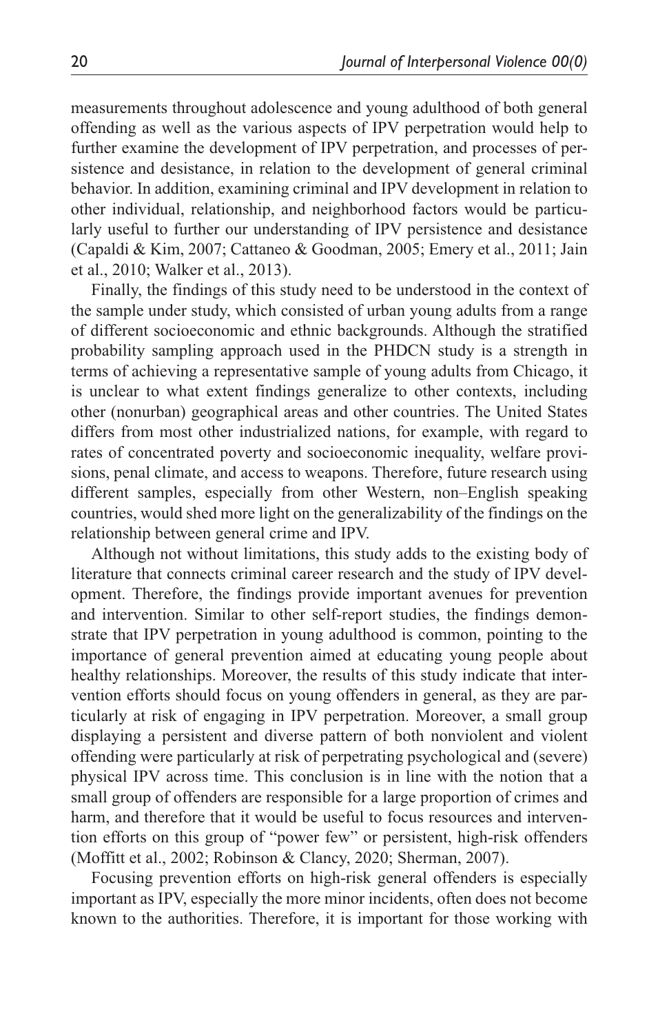measurements throughout adolescence and young adulthood of both general offending as well as the various aspects of IPV perpetration would help to further examine the development of IPV perpetration, and processes of persistence and desistance, in relation to the development of general criminal behavior. In addition, examining criminal and IPV development in relation to other individual, relationship, and neighborhood factors would be particularly useful to further our understanding of IPV persistence and desistance (Capaldi & Kim, 2007; Cattaneo & Goodman, 2005; Emery et al., 2011; Jain et al., 2010; Walker et al., 2013).

Finally, the findings of this study need to be understood in the context of the sample under study, which consisted of urban young adults from a range of different socioeconomic and ethnic backgrounds. Although the stratified probability sampling approach used in the PHDCN study is a strength in terms of achieving a representative sample of young adults from Chicago, it is unclear to what extent findings generalize to other contexts, including other (nonurban) geographical areas and other countries. The United States differs from most other industrialized nations, for example, with regard to rates of concentrated poverty and socioeconomic inequality, welfare provisions, penal climate, and access to weapons. Therefore, future research using different samples, especially from other Western, non–English speaking countries, would shed more light on the generalizability of the findings on the relationship between general crime and IPV.

Although not without limitations, this study adds to the existing body of literature that connects criminal career research and the study of IPV development. Therefore, the findings provide important avenues for prevention and intervention. Similar to other self-report studies, the findings demonstrate that IPV perpetration in young adulthood is common, pointing to the importance of general prevention aimed at educating young people about healthy relationships. Moreover, the results of this study indicate that intervention efforts should focus on young offenders in general, as they are particularly at risk of engaging in IPV perpetration. Moreover, a small group displaying a persistent and diverse pattern of both nonviolent and violent offending were particularly at risk of perpetrating psychological and (severe) physical IPV across time. This conclusion is in line with the notion that a small group of offenders are responsible for a large proportion of crimes and harm, and therefore that it would be useful to focus resources and intervention efforts on this group of "power few" or persistent, high-risk offenders (Moffitt et al., 2002; Robinson & Clancy, 2020; Sherman, 2007).

Focusing prevention efforts on high-risk general offenders is especially important as IPV, especially the more minor incidents, often does not become known to the authorities. Therefore, it is important for those working with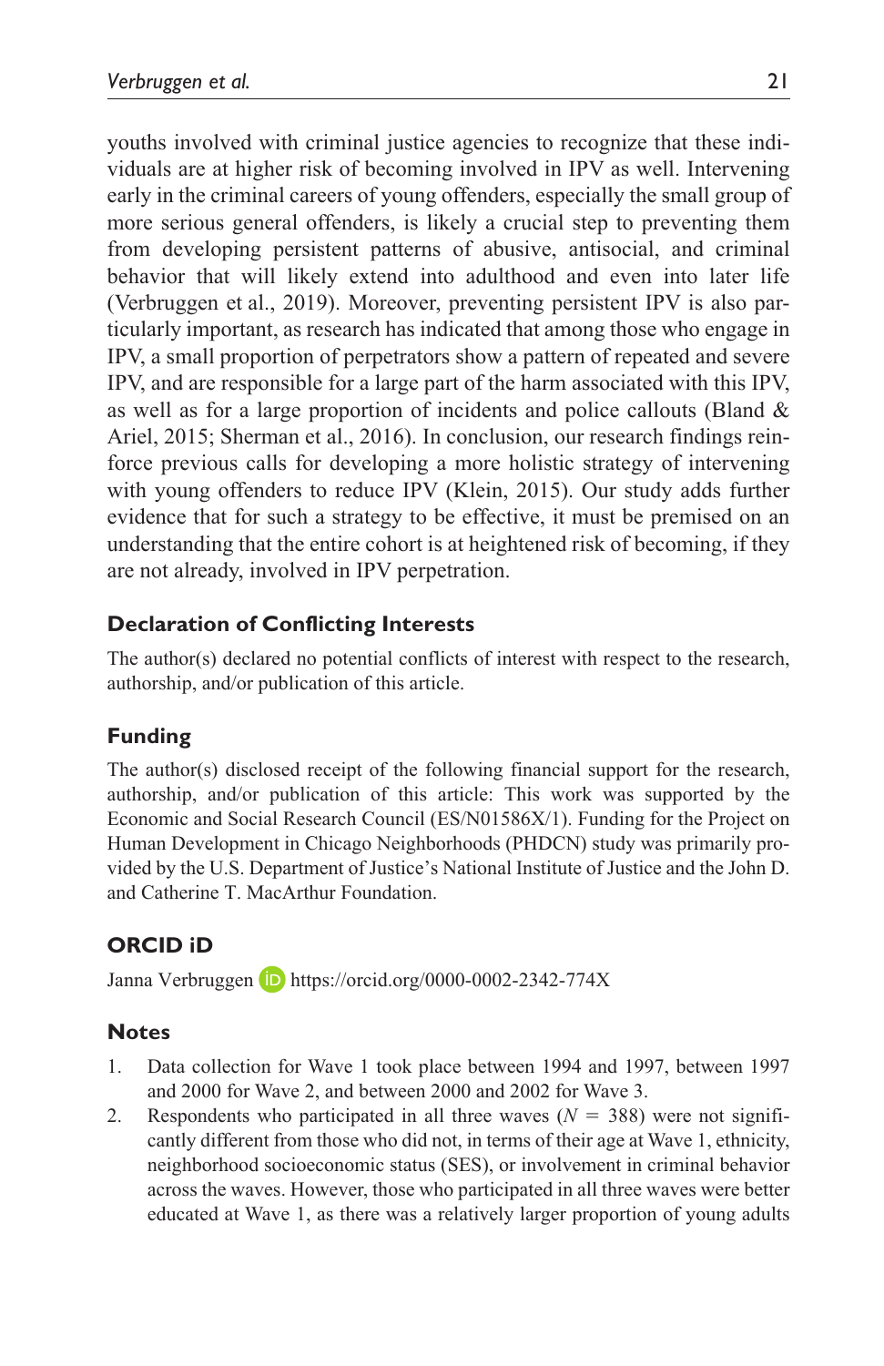youths involved with criminal justice agencies to recognize that these individuals are at higher risk of becoming involved in IPV as well. Intervening early in the criminal careers of young offenders, especially the small group of more serious general offenders, is likely a crucial step to preventing them from developing persistent patterns of abusive, antisocial, and criminal behavior that will likely extend into adulthood and even into later life (Verbruggen et al., 2019). Moreover, preventing persistent IPV is also particularly important, as research has indicated that among those who engage in IPV, a small proportion of perpetrators show a pattern of repeated and severe IPV, and are responsible for a large part of the harm associated with this IPV, as well as for a large proportion of incidents and police callouts (Bland & Ariel, 2015; Sherman et al., 2016). In conclusion, our research findings reinforce previous calls for developing a more holistic strategy of intervening with young offenders to reduce IPV (Klein, 2015). Our study adds further evidence that for such a strategy to be effective, it must be premised on an understanding that the entire cohort is at heightened risk of becoming, if they are not already, involved in IPV perpetration.

## Declaration of Conflicting Interests

The author(s) declared no potential conflicts of interest with respect to the research, authorship, and/or publication of this article.

## Funding

The author(s) disclosed receipt of the following financial support for the research, authorship, and/or publication of this article: This work was supported by the Economic and Social Research Council (ES/N01586X/1). Funding for the Project on Human Development in Chicago Neighborhoods (PHDCN) study was primarily provided by the U.S. Department of Justice's National Institute of Justice and the John D. and Catherine T. MacArthur Foundation.

## ORCID iD

Janna Verbruggen https://orcid.org/0000-0002-2342-774X

## Notes

1. Data collection for Wave 1 took place between 1994 and 1997, between 1997 and 2000 for Wave 2, and between 2000 and 2002 for Wave 3.
2. Respondents who participated in all three waves ($N$ = 388) were not significantly different from those who did not, in terms of their age at Wave 1, ethnicity, neighborhood socioeconomic status (SES), or involvement in criminal behavior across the waves. However, those who participated in all three waves were better educated at Wave 1, as there was a relatively larger proportion of young adults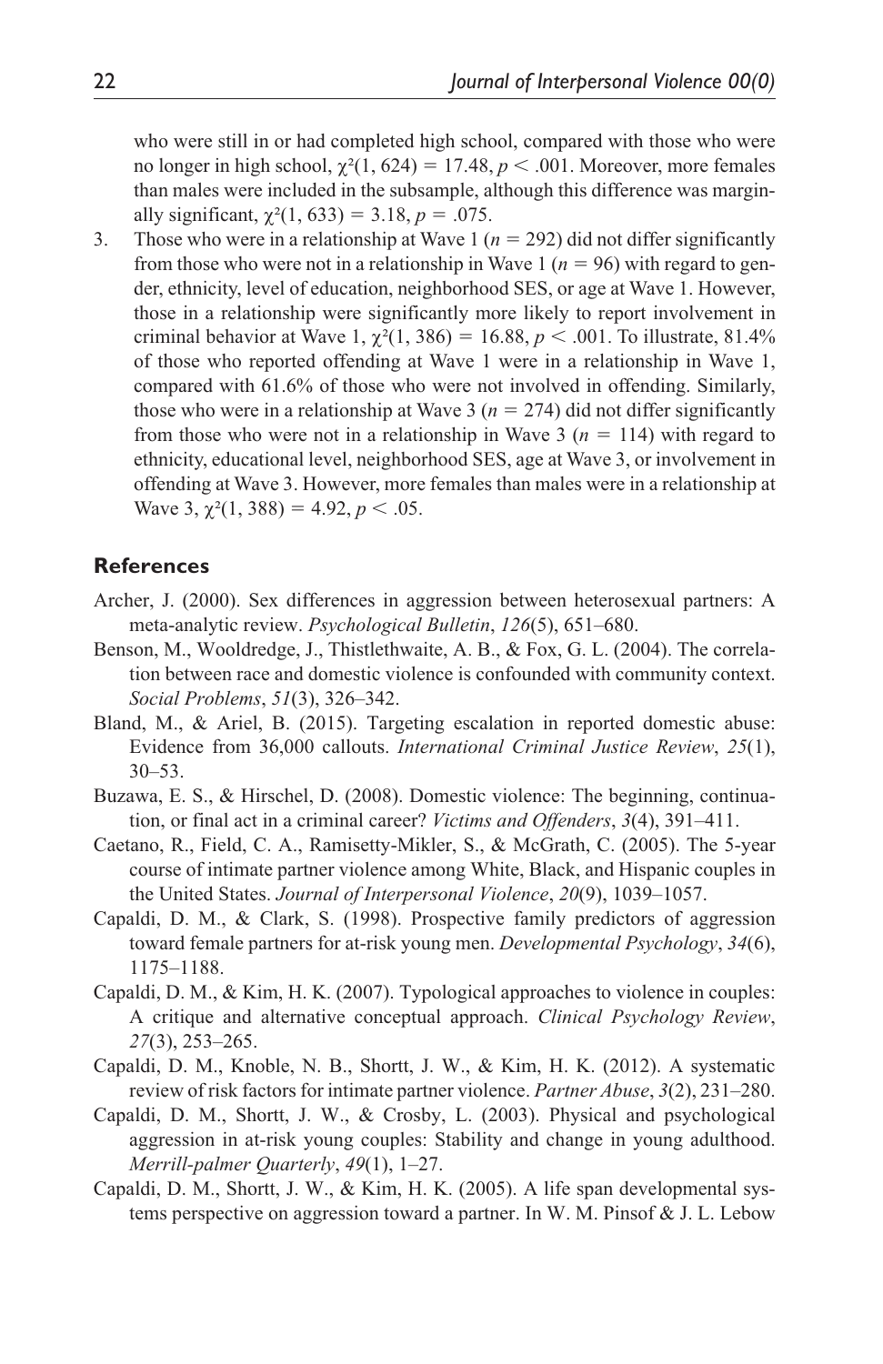who were still in or had completed high school, compared with those who were no longer in high school, $\chi^2(1, 624) = 17.48, p < .001$. Moreover, more females than males were included in the subsample, although this difference was marginally significant, $\chi^2(1, 633) = 3.18, p = .075$.

3. Those who were in a relationship at Wave 1 ($n = 292$) did not differ significantly from those who were not in a relationship in Wave 1 ($n = 96$) with regard to gender, ethnicity, level of education, neighborhood SES, or age at Wave 1. However, those in a relationship were significantly more likely to report involvement in criminal behavior at Wave 1, $\chi^2(1, 386) = 16.88, p < .001$. To illustrate, 81.4% of those who reported offending at Wave 1 were in a relationship in Wave 1, compared with 61.6% of those who were not involved in offending. Similarly, those who were in a relationship at Wave 3 ($n = 274$) did not differ significantly from those who were not in a relationship in Wave 3 ($n = 114$) with regard to ethnicity, educational level, neighborhood SES, age at Wave 3, or involvement in offending at Wave 3. However, more females than males were in a relationship at Wave 3, $\chi^2(1, 388) = 4.92, p < .05$.

## References

Archer, J. (2000). Sex differences in aggression between heterosexual partners: A meta-analytic review. *Psychological Bulletin*, *126*(5), 651–680.

Benson, M., Wooldredge, J., Thistlethwaite, A. B., & Fox, G. L. (2004). The correlation between race and domestic violence is confounded with community context. *Social Problems*, *51*(3), 326–342.

Bland, M., & Ariel, B. (2015). Targeting escalation in reported domestic abuse: Evidence from 36,000 callouts. *International Criminal Justice Review*, *25*(1), 30–53.

Buzawa, E. S., & Hirschel, D. (2008). Domestic violence: The beginning, continuation, or final act in a criminal career? *Victims and Offenders*, *3*(4), 391–411.

Caetano, R., Field, C. A., Ramisetty-Mikler, S., & McGrath, C. (2005). The 5-year course of intimate partner violence among White, Black, and Hispanic couples in the United States. *Journal of Interpersonal Violence*, *20*(9), 1039–1057.

Capaldi, D. M., & Clark, S. (1998). Prospective family predictors of aggression toward female partners for at-risk young men. *Developmental Psychology*, *34*(6), 1175–1188.

Capaldi, D. M., & Kim, H. K. (2007). Typological approaches to violence in couples: A critique and alternative conceptual approach. *Clinical Psychology Review*, *27*(3), 253–265.

Capaldi, D. M., Knoble, N. B., Shortt, J. W., & Kim, H. K. (2012). A systematic review of risk factors for intimate partner violence. *Partner Abuse*, *3*(2), 231–280.

Capaldi, D. M., Shortt, J. W., & Crosby, L. (2003). Physical and psychological aggression in at-risk young couples: Stability and change in young adulthood. *Merrill-palmer Quarterly*, *49*(1), 1–27.

Capaldi, D. M., Shortt, J. W., & Kim, H. K. (2005). A life span developmental systems perspective on aggression toward a partner. In W. M. Pinsof & J. L. Lebow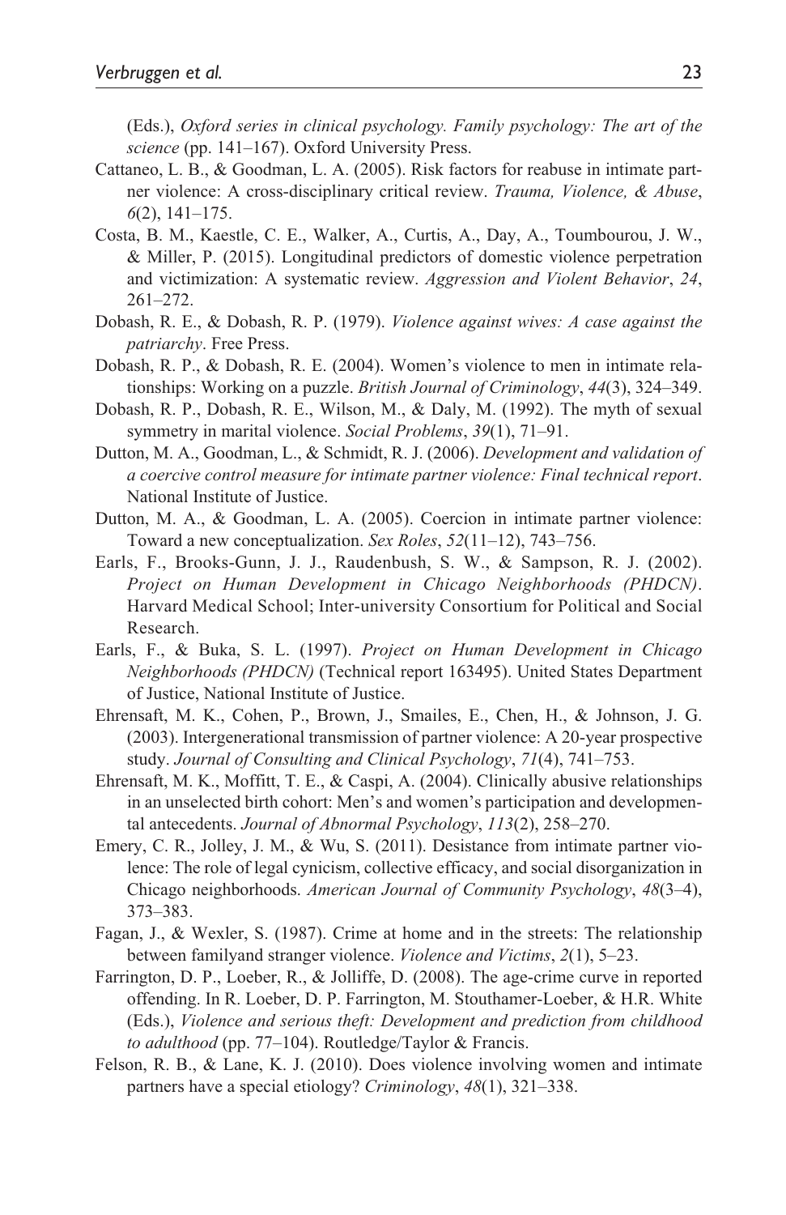(Eds.), *Oxford series in clinical psychology. Family psychology: The art of the science* (pp. 141–167). Oxford University Press.

Cattaneo, L. B., & Goodman, L. A. (2005). Risk factors for reabuse in intimate partner violence: A cross-disciplinary critical review. *Trauma, Violence, & Abuse*, *6*(2), 141–175.

Costa, B. M., Kaestle, C. E., Walker, A., Curtis, A., Day, A., Toumbourou, J. W., & Miller, P. (2015). Longitudinal predictors of domestic violence perpetration and victimization: A systematic review. *Aggression and Violent Behavior*, *24*, 261–272.

Dobash, R. E., & Dobash, R. P. (1979). *Violence against wives: A case against the patriarchy*. Free Press.

Dobash, R. P., & Dobash, R. E. (2004). Women's violence to men in intimate relationships: Working on a puzzle. *British Journal of Criminology*, *44*(3), 324–349.

Dobash, R. P., Dobash, R. E., Wilson, M., & Daly, M. (1992). The myth of sexual symmetry in marital violence. *Social Problems*, *39*(1), 71–91.

Dutton, M. A., Goodman, L., & Schmidt, R. J. (2006). *Development and validation of a coercive control measure for intimate partner violence: Final technical report*. National Institute of Justice.

Dutton, M. A., & Goodman, L. A. (2005). Coercion in intimate partner violence: Toward a new conceptualization. *Sex Roles*, *52*(11–12), 743–756.

Earls, F., Brooks-Gunn, J. J., Raudenbush, S. W., & Sampson, R. J. (2002). *Project on Human Development in Chicago Neighborhoods (PHDCN)*. Harvard Medical School; Inter-university Consortium for Political and Social Research.

Earls, F., & Buka, S. L. (1997). *Project on Human Development in Chicago Neighborhoods (PHDCN)* (Technical report 163495). United States Department of Justice, National Institute of Justice.

Ehrensaft, M. K., Cohen, P., Brown, J., Smailes, E., Chen, H., & Johnson, J. G. (2003). Intergenerational transmission of partner violence: A 20-year prospective study. *Journal of Consulting and Clinical Psychology*, *71*(4), 741–753.

Ehrensaft, M. K., Moffitt, T. E., & Caspi, A. (2004). Clinically abusive relationships in an unselected birth cohort: Men's and women's participation and developmental antecedents. *Journal of Abnormal Psychology*, *113*(2), 258–270.

Emery, C. R., Jolley, J. M., & Wu, S. (2011). Desistance from intimate partner violence: The role of legal cynicism, collective efficacy, and social disorganization in Chicago neighborhoods. *American Journal of Community Psychology*, *48*(3–4), 373–383.

Fagan, J., & Wexler, S. (1987). Crime at home and in the streets: The relationship between familyand stranger violence. *Violence and Victims*, *2*(1), 5–23.

Farrington, D. P., Loeber, R., & Jolliffe, D. (2008). The age-crime curve in reported offending. In R. Loeber, D. P. Farrington, M. Stouthamer-Loeber, & H.R. White (Eds.), *Violence and serious theft: Development and prediction from childhood to adulthood* (pp. 77–104). Routledge/Taylor & Francis.

Felson, R. B., & Lane, K. J. (2010). Does violence involving women and intimate partners have a special etiology? *Criminology*, *48*(1), 321–338.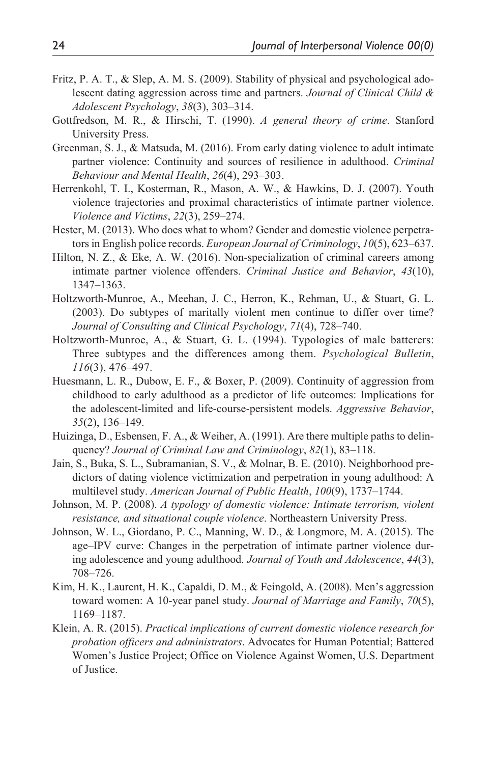Fritz, P. A. T., & Slep, A. M. S. (2009). Stability of physical and psychological adolescent dating aggression across time and partners. *Journal of Clinical Child & Adolescent Psychology*, *38*(3), 303–314.

Gottfredson, M. R., & Hirschi, T. (1990). *A general theory of crime*. Stanford University Press.

Greenman, S. J., & Matsuda, M. (2016). From early dating violence to adult intimate partner violence: Continuity and sources of resilience in adulthood. *Criminal Behaviour and Mental Health*, *26*(4), 293–303.

Herrenkohl, T. I., Kosterman, R., Mason, A. W., & Hawkins, D. J. (2007). Youth violence trajectories and proximal characteristics of intimate partner violence. *Violence and Victims*, *22*(3), 259–274.

Hester, M. (2013). Who does what to whom? Gender and domestic violence perpetrators in English police records. *European Journal of Criminology*, *10*(5), 623–637.

Hilton, N. Z., & Eke, A. W. (2016). Non-specialization of criminal careers among intimate partner violence offenders. *Criminal Justice and Behavior*, *43*(10), 1347–1363.

Holtzworth-Munroe, A., Meehan, J. C., Herron, K., Rehman, U., & Stuart, G. L. (2003). Do subtypes of maritally violent men continue to differ over time? *Journal of Consulting and Clinical Psychology*, *71*(4), 728–740.

Holtzworth-Munroe, A., & Stuart, G. L. (1994). Typologies of male batterers: Three subtypes and the differences among them. *Psychological Bulletin*, *116*(3), 476–497.

Huesmann, L. R., Dubow, E. F., & Boxer, P. (2009). Continuity of aggression from childhood to early adulthood as a predictor of life outcomes: Implications for the adolescent-limited and life-course-persistent models. *Aggressive Behavior*, *35*(2), 136–149.

Huizinga, D., Esbensen, F. A., & Weiher, A. (1991). Are there multiple paths to delinquency? *Journal of Criminal Law and Criminology*, *82*(1), 83–118.

Jain, S., Buka, S. L., Subramanian, S. V., & Molnar, B. E. (2010). Neighborhood predictors of dating violence victimization and perpetration in young adulthood: A multilevel study. *American Journal of Public Health*, *100*(9), 1737–1744.

Johnson, M. P. (2008). *A typology of domestic violence: Intimate terrorism, violent resistance, and situational couple violence*. Northeastern University Press.

Johnson, W. L., Giordano, P. C., Manning, W. D., & Longmore, M. A. (2015). The age–IPV curve: Changes in the perpetration of intimate partner violence during adolescence and young adulthood. *Journal of Youth and Adolescence*, *44*(3), 708–726.

Kim, H. K., Laurent, H. K., Capaldi, D. M., & Feingold, A. (2008). Men's aggression toward women: A 10-year panel study. *Journal of Marriage and Family*, *70*(5), 1169–1187.

Klein, A. R. (2015). *Practical implications of current domestic violence research for probation officers and administrators*. Advocates for Human Potential; Battered Women's Justice Project; Office on Violence Against Women, U.S. Department of Justice.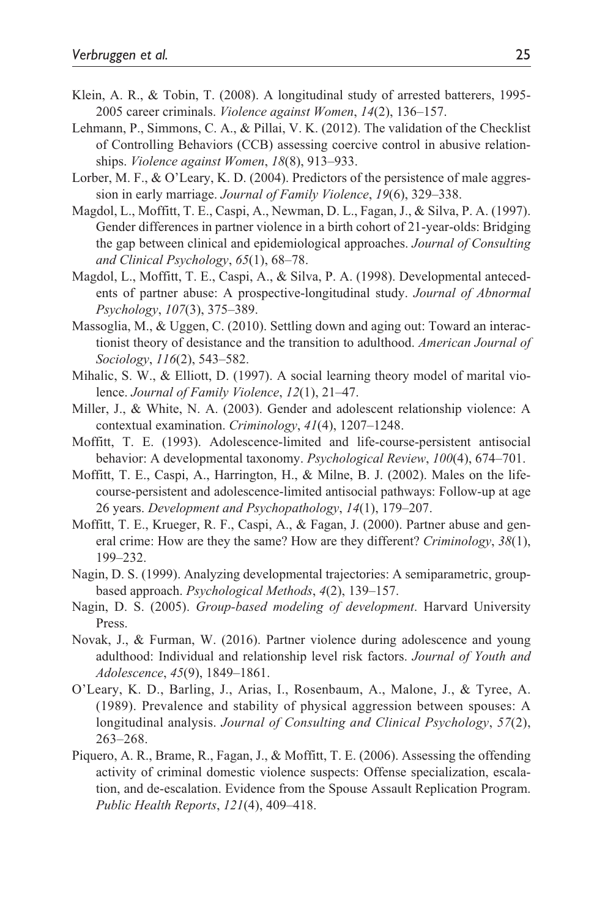Klein, A. R., & Tobin, T. (2008). A longitudinal study of arrested batterers, 1995-2005 career criminals. *Violence against Women*, *14*(2), 136–157.

Lehmann, P., Simmons, C. A., & Pillai, V. K. (2012). The validation of the Checklist of Controlling Behaviors (CCB) assessing coercive control in abusive relationships. *Violence against Women*, *18*(8), 913–933.

Lorber, M. F., & O'Leary, K. D. (2004). Predictors of the persistence of male aggression in early marriage. *Journal of Family Violence*, *19*(6), 329–338.

Magdol, L., Moffitt, T. E., Caspi, A., Newman, D. L., Fagan, J., & Silva, P. A. (1997). Gender differences in partner violence in a birth cohort of 21-year-olds: Bridging the gap between clinical and epidemiological approaches. *Journal of Consulting and Clinical Psychology*, *65*(1), 68–78.

Magdol, L., Moffitt, T. E., Caspi, A., & Silva, P. A. (1998). Developmental antecedents of partner abuse: A prospective-longitudinal study. *Journal of Abnormal Psychology*, *107*(3), 375–389.

Massoglia, M., & Uggen, C. (2010). Settling down and aging out: Toward an interactionist theory of desistance and the transition to adulthood. *American Journal of Sociology*, *116*(2), 543–582.

Mihalic, S. W., & Elliott, D. (1997). A social learning theory model of marital violence. *Journal of Family Violence*, *12*(1), 21–47.

Miller, J., & White, N. A. (2003). Gender and adolescent relationship violence: A contextual examination. *Criminology*, *41*(4), 1207–1248.

Moffitt, T. E. (1993). Adolescence-limited and life-course-persistent antisocial behavior: A developmental taxonomy. *Psychological Review*, *100*(4), 674–701.

Moffitt, T. E., Caspi, A., Harrington, H., & Milne, B. J. (2002). Males on the life-course-persistent and adolescence-limited antisocial pathways: Follow-up at age 26 years. *Development and Psychopathology*, *14*(1), 179–207.

Moffitt, T. E., Krueger, R. F., Caspi, A., & Fagan, J. (2000). Partner abuse and general crime: How are they the same? How are they different? *Criminology*, *38*(1), 199–232.

Nagin, D. S. (1999). Analyzing developmental trajectories: A semiparametric, group-based approach. *Psychological Methods*, *4*(2), 139–157.

Nagin, D. S. (2005). *Group-based modeling of development*. Harvard University Press.

Novak, J., & Furman, W. (2016). Partner violence during adolescence and young adulthood: Individual and relationship level risk factors. *Journal of Youth and Adolescence*, *45*(9), 1849–1861.

O'Leary, K. D., Barling, J., Arias, I., Rosenbaum, A., Malone, J., & Tyree, A. (1989). Prevalence and stability of physical aggression between spouses: A longitudinal analysis. *Journal of Consulting and Clinical Psychology*, *57*(2), 263–268.

Piquero, A. R., Brame, R., Fagan, J., & Moffitt, T. E. (2006). Assessing the offending activity of criminal domestic violence suspects: Offense specialization, escalation, and de-escalation. Evidence from the Spouse Assault Replication Program. *Public Health Reports*, *121*(4), 409–418.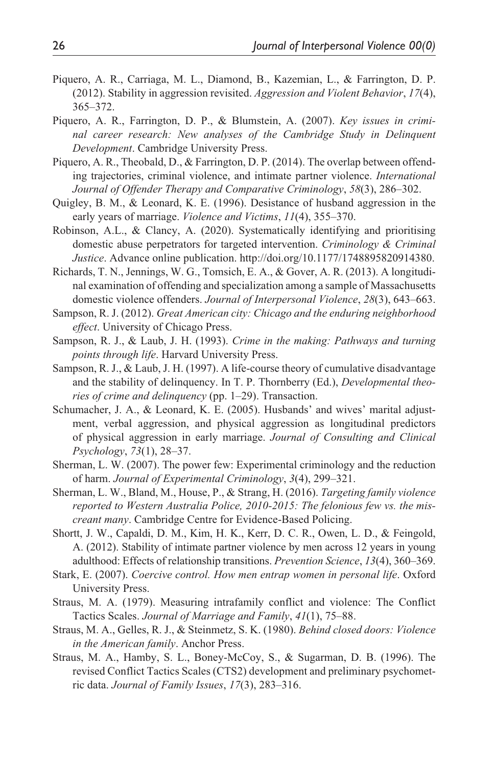Piquero, A. R., Carriaga, M. L., Diamond, B., Kazemian, L., & Farrington, D. P. (2012). Stability in aggression revisited. *Aggression and Violent Behavior*, *17*(4), 365–372.

Piquero, A. R., Farrington, D. P., & Blumstein, A. (2007). *Key issues in criminal career research: New analyses of the Cambridge Study in Delinquent Development*. Cambridge University Press.

Piquero, A. R., Theobald, D., & Farrington, D. P. (2014). The overlap between offending trajectories, criminal violence, and intimate partner violence. *International Journal of Offender Therapy and Comparative Criminology*, *58*(3), 286–302.

Quigley, B. M., & Leonard, K. E. (1996). Desistance of husband aggression in the early years of marriage. *Violence and Victims*, *11*(4), 355–370.

Robinson, A.L., & Clancy, A. (2020). Systematically identifying and prioritising domestic abuse perpetrators for targeted intervention. *Criminology & Criminal Justice*. Advance online publication. http://doi.org/10.1177/1748895820914380.

Richards, T. N., Jennings, W. G., Tomsich, E. A., & Gover, A. R. (2013). A longitudinal examination of offending and specialization among a sample of Massachusetts domestic violence offenders. *Journal of Interpersonal Violence*, *28*(3), 643–663.

Sampson, R. J. (2012). *Great American city: Chicago and the enduring neighborhood effect*. University of Chicago Press.

Sampson, R. J., & Laub, J. H. (1993). *Crime in the making: Pathways and turning points through life*. Harvard University Press.

Sampson, R. J., & Laub, J. H. (1997). A life-course theory of cumulative disadvantage and the stability of delinquency. In T. P. Thornberry (Ed.), *Developmental theories of crime and delinquency* (pp. 1–29). Transaction.

Schumacher, J. A., & Leonard, K. E. (2005). Husbands' and wives' marital adjustment, verbal aggression, and physical aggression as longitudinal predictors of physical aggression in early marriage. *Journal of Consulting and Clinical Psychology*, *73*(1), 28–37.

Sherman, L. W. (2007). The power few: Experimental criminology and the reduction of harm. *Journal of Experimental Criminology*, *3*(4), 299–321.

Sherman, L. W., Bland, M., House, P., & Strang, H. (2016). *Targeting family violence reported to Western Australia Police, 2010-2015: The felonious few vs. the miscreant many*. Cambridge Centre for Evidence-Based Policing.

Shortt, J. W., Capaldi, D. M., Kim, H. K., Kerr, D. C. R., Owen, L. D., & Feingold, A. (2012). Stability of intimate partner violence by men across 12 years in young adulthood: Effects of relationship transitions. *Prevention Science*, *13*(4), 360–369.

Stark, E. (2007). *Coercive control. How men entrap women in personal life*. Oxford University Press.

Straus, M. A. (1979). Measuring intrafamily conflict and violence: The Conflict Tactics Scales. *Journal of Marriage and Family*, *41*(1), 75–88.

Straus, M. A., Gelles, R. J., & Steinmetz, S. K. (1980). *Behind closed doors: Violence in the American family*. Anchor Press.

Straus, M. A., Hamby, S. L., Boney-McCoy, S., & Sugarman, D. B. (1996). The revised Conflict Tactics Scales (CTS2) development and preliminary psychometric data. *Journal of Family Issues*, *17*(3), 283–316.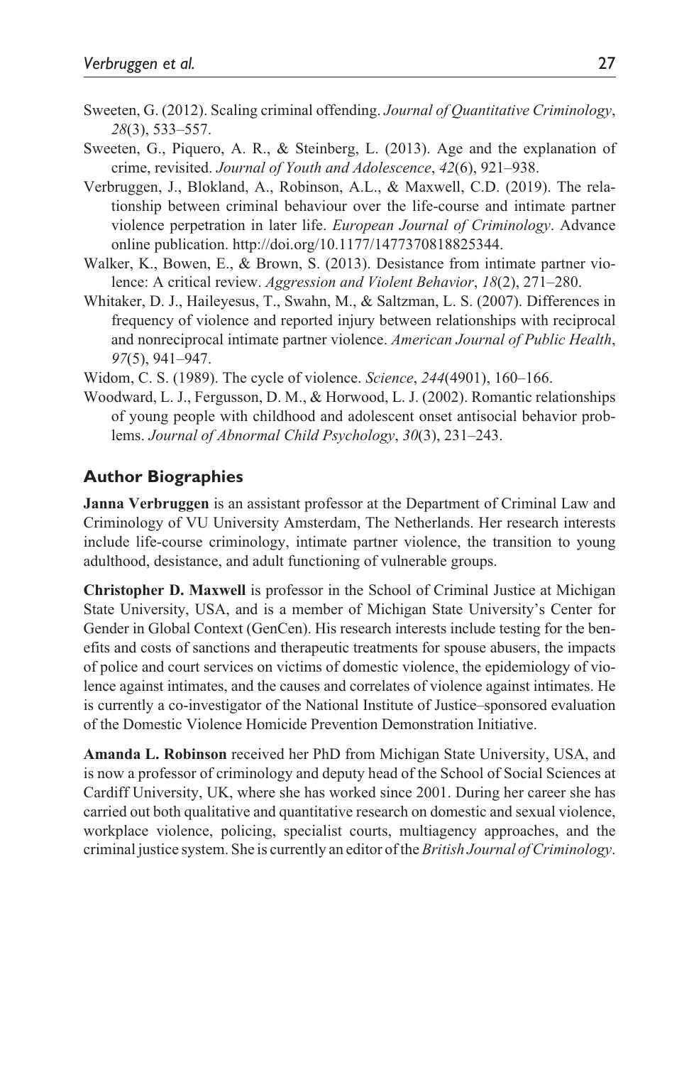Sweeten, G. (2012). Scaling criminal offending. *Journal of Quantitative Criminology*, *28*(3), 533–557.

Sweeten, G., Piquero, A. R., & Steinberg, L. (2013). Age and the explanation of crime, revisited. *Journal of Youth and Adolescence*, *42*(6), 921–938.

Verbruggen, J., Blokland, A., Robinson, A.L., & Maxwell, C.D. (2019). The relationship between criminal behaviour over the life-course and intimate partner violence perpetration in later life. *European Journal of Criminology*. Advance online publication. http://doi.org/10.1177/1477370818825344.

Walker, K., Bowen, E., & Brown, S. (2013). Desistance from intimate partner violence: A critical review. *Aggression and Violent Behavior*, *18*(2), 271–280.

Whitaker, D. J., Haileyesus, T., Swahn, M., & Saltzman, L. S. (2007). Differences in frequency of violence and reported injury between relationships with reciprocal and nonreciprocal intimate partner violence. *American Journal of Public Health*, *97*(5), 941–947.

Widom, C. S. (1989). The cycle of violence. *Science*, *244*(4901), 160–166.

Woodward, L. J., Fergusson, D. M., & Horwood, L. J. (2002). Romantic relationships of young people with childhood and adolescent onset antisocial behavior problems. *Journal of Abnormal Child Psychology*, *30*(3), 231–243.

## Author Biographies

**Janna Verbruggen** is an assistant professor at the Department of Criminal Law and Criminology of VU University Amsterdam, The Netherlands. Her research interests include life-course criminology, intimate partner violence, the transition to young adulthood, desistance, and adult functioning of vulnerable groups.

**Christopher D. Maxwell** is professor in the School of Criminal Justice at Michigan State University, USA, and is a member of Michigan State University's Center for Gender in Global Context (GenCen). His research interests include testing for the benefits and costs of sanctions and therapeutic treatments for spouse abusers, the impacts of police and court services on victims of domestic violence, the epidemiology of violence against intimates, and the causes and correlates of violence against intimates. He is currently a co-investigator of the National Institute of Justice–sponsored evaluation of the Domestic Violence Homicide Prevention Demonstration Initiative.

**Amanda L. Robinson** received her PhD from Michigan State University, USA, and is now a professor of criminology and deputy head of the School of Social Sciences at Cardiff University, UK, where she has worked since 2001. During her career she has carried out both qualitative and quantitative research on domestic and sexual violence, workplace violence, policing, specialist courts, multiagency approaches, and the criminal justice system. She is currently an editor of the *British Journal of Criminology*.